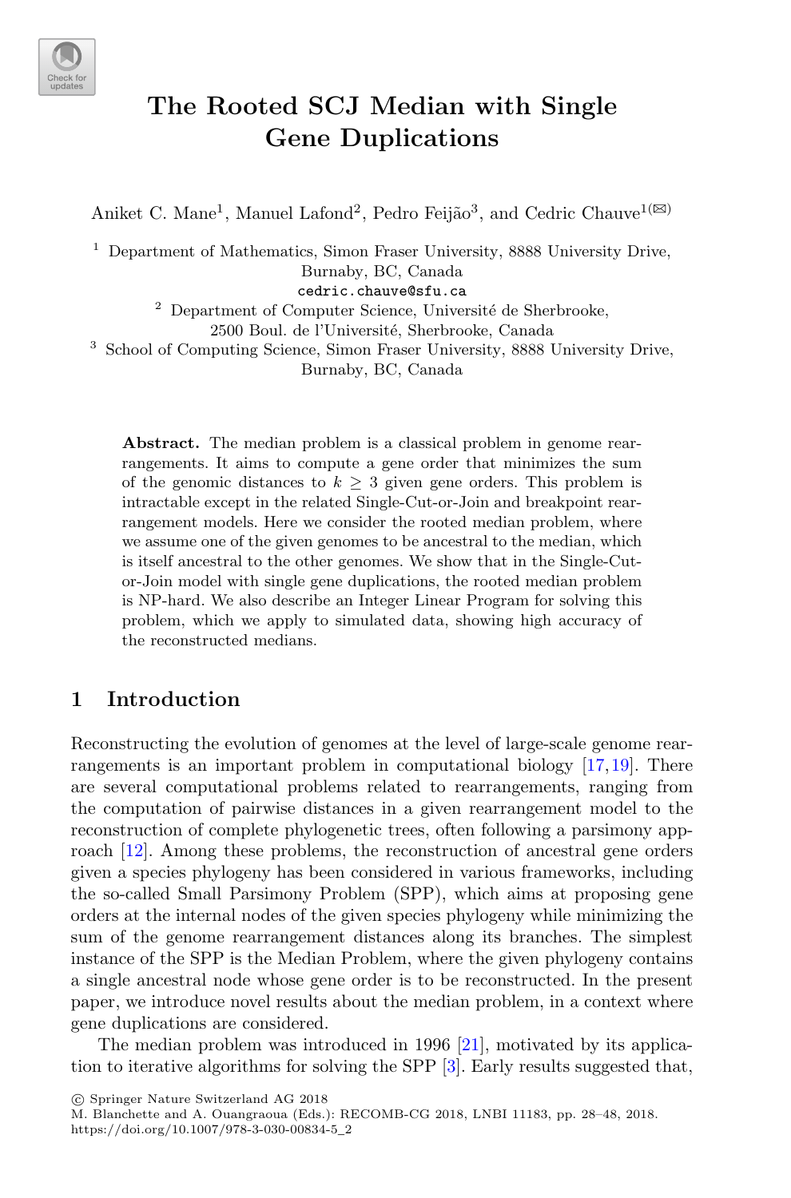# The Rooted SCJ Median with Single Gene Duplications

Aniket C. Mane[1], Manuel Lafond[2], Pedro Feijão[3], and Cedric Chauve[1(✉)]

[1] Department of Mathematics, Simon Fraser University, 8888 University Drive, Burnaby, BC, Canada
cedric.chauve@sfu.ca

[2] Department of Computer Science, Université de Sherbrooke, 2500 Boul. de l'Université, Sherbrooke, Canada

[3] School of Computing Science, Simon Fraser University, 8888 University Drive, Burnaby, BC, Canada

**Abstract.** The median problem is a classical problem in genome rearrangements. It aims to compute a gene order that minimizes the sum of the genomic distances to $k \geq 3$ given gene orders. This problem is intractable except in the related Single-Cut-or-Join and breakpoint rearrangement models. Here we consider the rooted median problem, where we assume one of the given genomes to be ancestral to the median, which is itself ancestral to the other genomes. We show that in the Single-Cut-or-Join model with single gene duplications, the rooted median problem is NP-hard. We also describe an Integer Linear Program for solving this problem, which we apply to simulated data, showing high accuracy of the reconstructed medians.

## 1 Introduction

Reconstructing the evolution of genomes at the level of large-scale genome rearrangements is an important problem in computational biology [17,19]. There are several computational problems related to rearrangements, ranging from the computation of pairwise distances in a given rearrangement model to the reconstruction of complete phylogenetic trees, often following a parsimony approach [12]. Among these problems, the reconstruction of ancestral gene orders given a species phylogeny has been considered in various frameworks, including the so-called Small Parsimony Problem (SPP), which aims at proposing gene orders at the internal nodes of the given species phylogeny while minimizing the sum of the genome rearrangement distances along its branches. The simplest instance of the SPP is the Median Problem, where the given phylogeny contains a single ancestral node whose gene order is to be reconstructed. In the present paper, we introduce novel results about the median problem, in a context where gene duplications are considered.

The median problem was introduced in 1996 [21], motivated by its application to iterative algorithms for solving the SPP [3]. Early results suggested that,

© Springer Nature Switzerland AG 2018
M. Blanchette and A. Ouangraoua (Eds.): RECOMB-CG 2018, LNBI 11183, pp. 28–48, 2018.
https://doi.org/10.1007/978-3-030-00834-5_2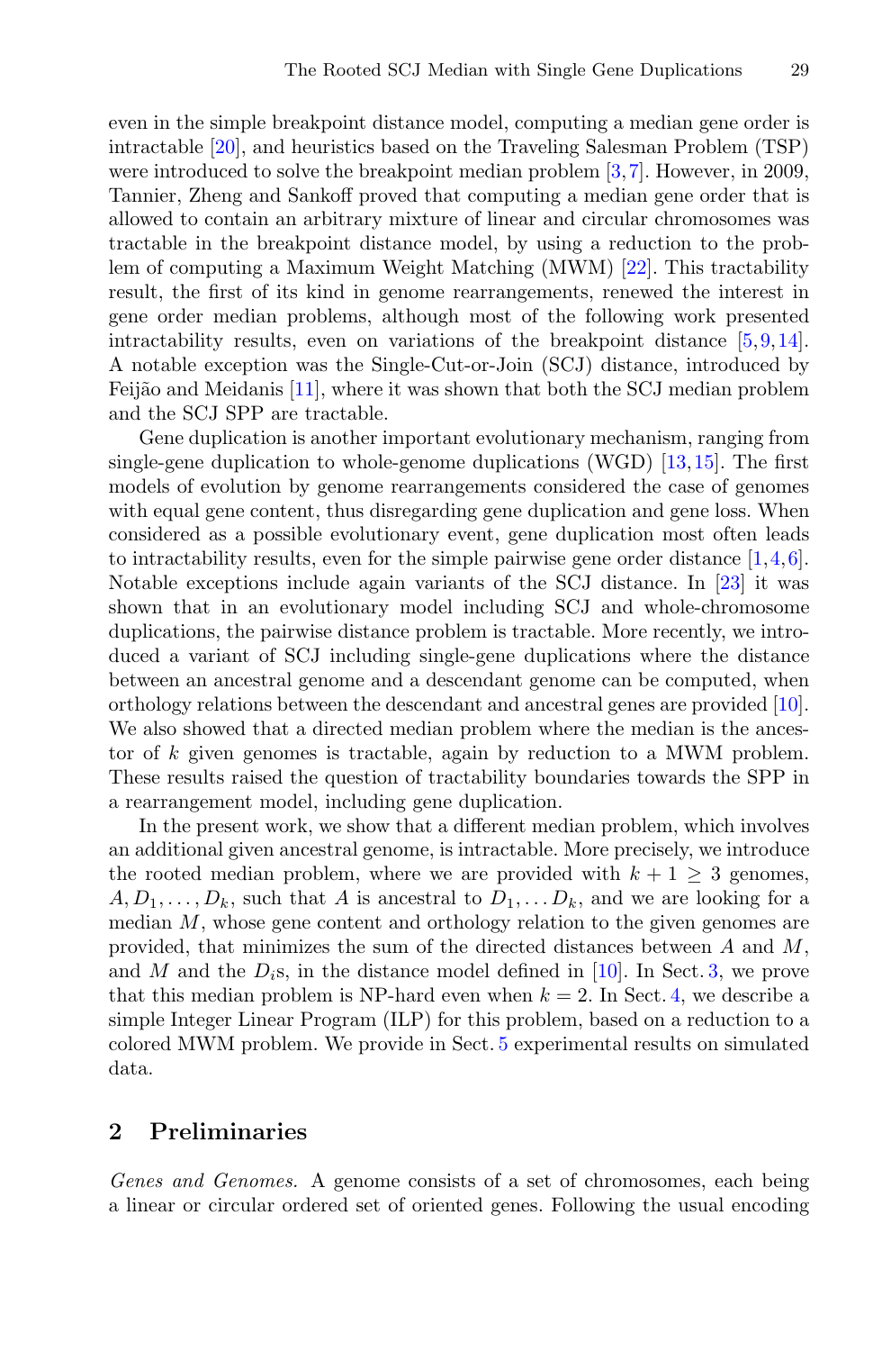even in the simple breakpoint distance model, computing a median gene order is intractable [20], and heuristics based on the Traveling Salesman Problem (TSP) were introduced to solve the breakpoint median problem [3,7]. However, in 2009, Tannier, Zheng and Sankoff proved that computing a median gene order that is allowed to contain an arbitrary mixture of linear and circular chromosomes was tractable in the breakpoint distance model, by using a reduction to the problem of computing a Maximum Weight Matching (MWM) [22]. This tractability result, the first of its kind in genome rearrangements, renewed the interest in gene order median problems, although most of the following work presented intractability results, even on variations of the breakpoint distance [5,9,14]. A notable exception was the Single-Cut-or-Join (SCJ) distance, introduced by Feijão and Meidanis [11], where it was shown that both the SCJ median problem and the SCJ SPP are tractable.

Gene duplication is another important evolutionary mechanism, ranging from single-gene duplication to whole-genome duplications (WGD) [13,15]. The first models of evolution by genome rearrangements considered the case of genomes with equal gene content, thus disregarding gene duplication and gene loss. When considered as a possible evolutionary event, gene duplication most often leads to intractability results, even for the simple pairwise gene order distance [1,4,6]. Notable exceptions include again variants of the SCJ distance. In [23] it was shown that in an evolutionary model including SCJ and whole-chromosome duplications, the pairwise distance problem is tractable. More recently, we introduced a variant of SCJ including single-gene duplications where the distance between an ancestral genome and a descendant genome can be computed, when orthology relations between the descendant and ancestral genes are provided [10]. We also showed that a directed median problem where the median is the ancestor of $k$ given genomes is tractable, again by reduction to a MWM problem. These results raised the question of tractability boundaries towards the SPP in a rearrangement model, including gene duplication.

In the present work, we show that a different median problem, which involves an additional given ancestral genome, is intractable. More precisely, we introduce the rooted median problem, where we are provided with $k+1 \geq 3$ genomes, $A, D_1, \ldots, D_k$, such that $A$ is ancestral to $D_1, \ldots D_k$, and we are looking for a median $M$, whose gene content and orthology relation to the given genomes are provided, that minimizes the sum of the directed distances between $A$ and $M$, and $M$ and the $D_i$s, in the distance model defined in [10]. In Sect. 3, we prove that this median problem is NP-hard even when $k = 2$. In Sect. 4, we describe a simple Integer Linear Program (ILP) for this problem, based on a reduction to a colored MWM problem. We provide in Sect. 5 experimental results on simulated data.

## 2 Preliminaries

*Genes and Genomes.* A genome consists of a set of chromosomes, each being a linear or circular ordered set of oriented genes. Following the usual encoding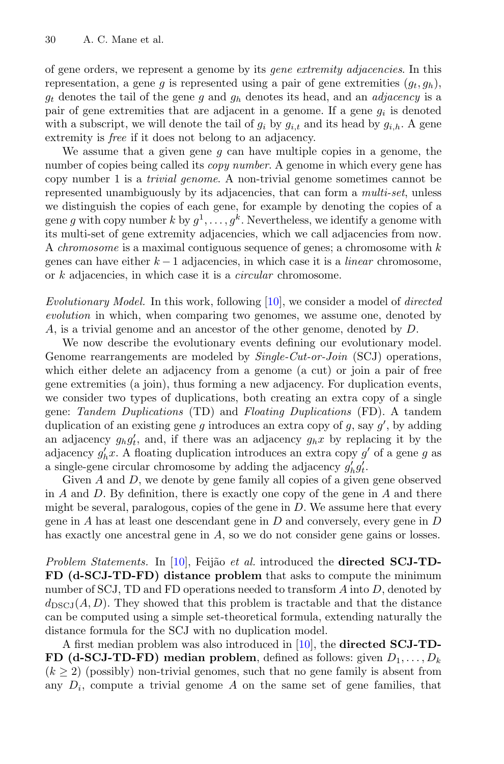of gene orders, we represent a genome by its *gene extremity adjacencies*. In this representation, a gene $g$ is represented using a pair of gene extremities $(g_t, g_h)$, $g_t$ denotes the tail of the gene $g$ and $g_h$ denotes its head, and an *adjacency* is a pair of gene extremities that are adjacent in a genome. If a gene $g_i$ is denoted with a subscript, we will denote the tail of $g_i$ by $g_{i,t}$ and its head by $g_{i,h}$. A gene extremity is *free* if it does not belong to an adjacency.

We assume that a given gene $g$ can have multiple copies in a genome, the number of copies being called its *copy number*. A genome in which every gene has copy number 1 is a *trivial genome*. A non-trivial genome sometimes cannot be represented unambiguously by its adjacencies, that can form a *multi-set*, unless we distinguish the copies of each gene, for example by denoting the copies of a gene $g$ with copy number $k$ by $g^1, \ldots, g^k$. Nevertheless, we identify a genome with its multi-set of gene extremity adjacencies, which we call adjacencies from now. A *chromosome* is a maximal contiguous sequence of genes; a chromosome with $k$ genes can have either $k-1$ adjacencies, in which case it is a *linear* chromosome, or $k$ adjacencies, in which case it is a *circular* chromosome.

*Evolutionary Model.* In this work, following [10], we consider a model of *directed evolution* in which, when comparing two genomes, we assume one, denoted by $A$, is a trivial genome and an ancestor of the other genome, denoted by $D$.

We now describe the evolutionary events defining our evolutionary model. Genome rearrangements are modeled by *Single-Cut-or-Join* (SCJ) operations, which either delete an adjacency from a genome (a cut) or join a pair of free gene extremities (a join), thus forming a new adjacency. For duplication events, we consider two types of duplications, both creating an extra copy of a single gene: *Tandem Duplications* (TD) and *Floating Duplications* (FD). A tandem duplication of an existing gene $g$ introduces an extra copy of $g$, say $g'$, by adding an adjacency $g_h g'_t$, and, if there was an adjacency $g_h x$ by replacing it by the adjacency $g'_h x$. A floating duplication introduces an extra copy $g'$ of a gene $g$ as a single-gene circular chromosome by adding the adjacency $g'_h g'_t$.

Given $A$ and $D$, we denote by gene family all copies of a given gene observed in $A$ and $D$. By definition, there is exactly one copy of the gene in $A$ and there might be several, paralogous, copies of the gene in $D$. We assume here that every gene in $A$ has at least one descendant gene in $D$ and conversely, every gene in $D$ has exactly one ancestral gene in $A$, so we do not consider gene gains or losses.

*Problem Statements.* In [10], Feijão *et al.* introduced the **directed SCJ-TD-FD (d-SCJ-TD-FD) distance problem** that asks to compute the minimum number of SCJ, TD and FD operations needed to transform $A$ into $D$, denoted by $d_{\mathrm{DSCJ}}(A, D)$. They showed that this problem is tractable and that the distance can be computed using a simple set-theoretical formula, extending naturally the distance formula for the SCJ with no duplication model.

A first median problem was also introduced in [10], the **directed SCJ-TD-FD (d-SCJ-TD-FD) median problem**, defined as follows: given $D_1, \ldots, D_k$ $(k \geq 2)$ (possibly) non-trivial genomes, such that no gene family is absent from any $D_i$, compute a trivial genome $A$ on the same set of gene families, that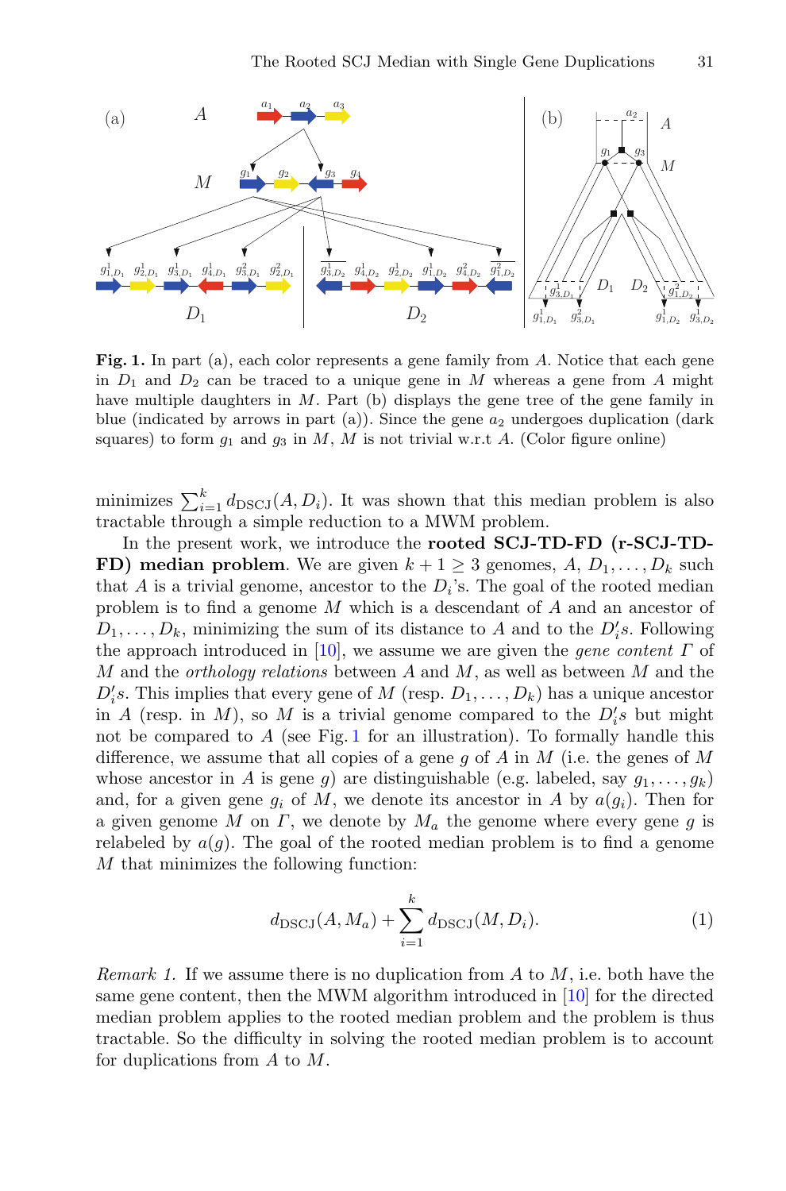**Fig. 1.** In part (a), each color represents a gene family from $A$. Notice that each gene in $D_1$ and $D_2$ can be traced to a unique gene in $M$ whereas a gene from $A$ might have multiple daughters in $M$. Part (b) displays the gene tree of the gene family in blue (indicated by arrows in part (a)). Since the gene $a_2$ undergoes duplication (dark squares) to form $g_1$ and $g_3$ in $M$, $M$ is not trivial w.r.t $A$. (Color figure online)

minimizes $\sum_{i=1}^{k} d_{\text{DSCJ}}(A, D_i)$. It was shown that this median problem is also tractable through a simple reduction to a MWM problem.

In the present work, we introduce the **rooted SCJ-TD-FD (r-SCJ-TD-FD) median problem**. We are given $k+1 \geq 3$ genomes, $A$, $D_1, \ldots, D_k$ such that $A$ is a trivial genome, ancestor to the $D_i$'s. The goal of the rooted median problem is to find a genome $M$ which is a descendant of $A$ and an ancestor of $D_1, \ldots, D_k$, minimizing the sum of its distance to $A$ and to the $D_i's$. Following the approach introduced in [10], we assume we are given the *gene content* $\Gamma$ of $M$ and the *orthology relations* between $A$ and $M$, as well as between $M$ and the $D_i's$. This implies that every gene of $M$ (resp. $D_1, \ldots, D_k$) has a unique ancestor in $A$ (resp. in $M$), so $M$ is a trivial genome compared to the $D_i's$ but might not be compared to $A$ (see Fig. 1 for an illustration). To formally handle this difference, we assume that all copies of a gene $g$ of $A$ in $M$ (i.e. the genes of $M$ whose ancestor in $A$ is gene $g$) are distinguishable (e.g. labeled, say $g_1, \ldots, g_k$) and, for a given gene $g_i$ of $M$, we denote its ancestor in $A$ by $a(g_i)$. Then for a given genome $M$ on $\Gamma$, we denote by $M_a$ the genome where every gene $g$ is relabeled by $a(g)$. The goal of the rooted median problem is to find a genome $M$ that minimizes the following function:

$$d_{\text{DSCJ}}(A, M_a) + \sum_{i=1}^{k} d_{\text{DSCJ}}(M, D_i). \tag{1}$$

*Remark 1.* If we assume there is no duplication from $A$ to $M$, i.e. both have the same gene content, then the MWM algorithm introduced in [10] for the directed median problem applies to the rooted median problem and the problem is thus tractable. So the difficulty in solving the rooted median problem is to account for duplications from $A$ to $M$.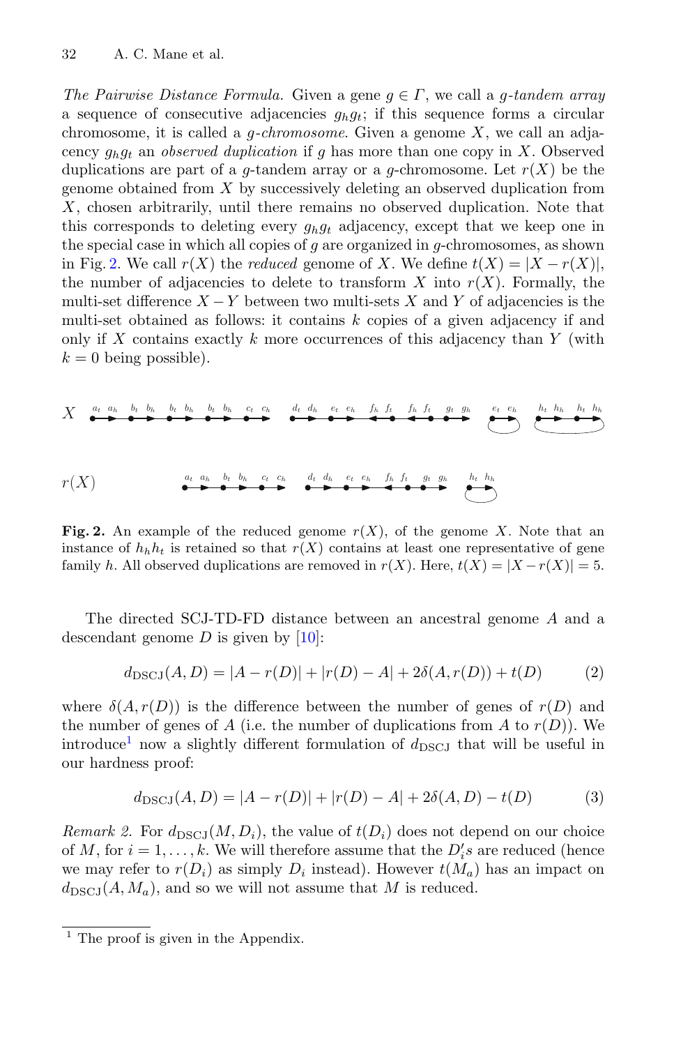*The Pairwise Distance Formula.* Given a gene $g \in \Gamma$, we call a *g-tandem array* a sequence of consecutive adjacencies $g_h g_t$; if this sequence forms a circular chromosome, it is called a *g-chromosome*. Given a genome $X$, we call an adjacency $g_h g_t$ an *observed duplication* if $g$ has more than one copy in $X$. Observed duplications are part of a $g$-tandem array or a $g$-chromosome. Let $r(X)$ be the genome obtained from $X$ by successively deleting an observed duplication from $X$, chosen arbitrarily, until there remains no observed duplication. Note that this corresponds to deleting every $g_h g_t$ adjacency, except that we keep one in the special case in which all copies of $g$ are organized in $g$-chromosomes, as shown in Fig. 2. We call $r(X)$ the *reduced* genome of $X$. We define $t(X) = |X - r(X)|$, the number of adjacencies to delete to transform $X$ into $r(X)$. Formally, the multi-set difference $X - Y$ between two multi-sets $X$ and $Y$ of adjacencies is the multi-set obtained as follows: it contains $k$ copies of a given adjacency if and only if $X$ contains exactly $k$ more occurrences of this adjacency than $Y$ (with $k = 0$ being possible).

**Fig. 2.** An example of the reduced genome $r(X)$, of the genome $X$. Note that an instance of $h_h h_t$ is retained so that $r(X)$ contains at least one representative of gene family $h$. All observed duplications are removed in $r(X)$. Here, $t(X) = |X - r(X)| = 5$.

The directed SCJ-TD-FD distance between an ancestral genome $A$ and a descendant genome $D$ is given by [10]:

$$d_{\text{DSCJ}}(A, D) = |A - r(D)| + |r(D) - A| + 2\delta(A, r(D)) + t(D) \tag{2}$$

where $\delta(A, r(D))$ is the difference between the number of genes of $r(D)$ and the number of genes of $A$ (i.e. the number of duplications from $A$ to $r(D)$). We introduce[1] now a slightly different formulation of $d_{\text{DSCJ}}$ that will be useful in our hardness proof:

$$d_{\text{DSCJ}}(A, D) = |A - r(D)| + |r(D) - A| + 2\delta(A, D) - t(D) \tag{3}$$

*Remark 2.* For $d_{\text{DSCJ}}(M, D_i)$, the value of $t(D_i)$ does not depend on our choice of $M$, for $i = 1, \ldots, k$. We will therefore assume that the $D_i's$ are reduced (hence we may refer to $r(D_i)$ as simply $D_i$ instead). However $t(M_a)$ has an impact on $d_{\text{DSCJ}}(A, M_a)$, and so we will not assume that $M$ is reduced.

[1] The proof is given in the Appendix.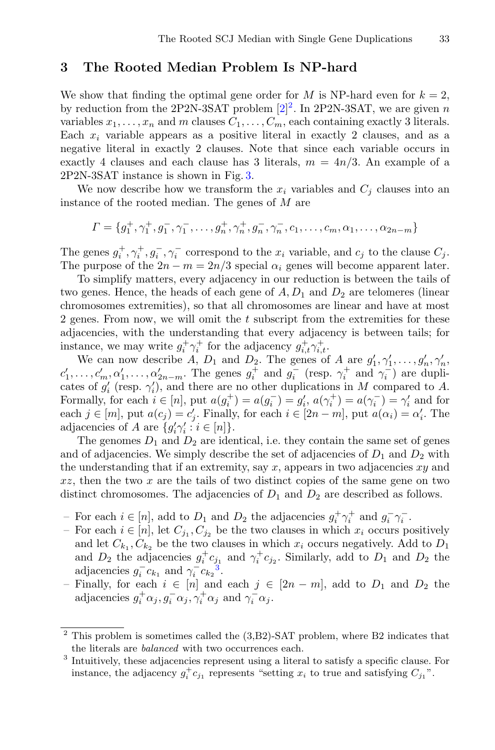## 3 The Rooted Median Problem Is NP-hard

We show that finding the optimal gene order for $M$ is NP-hard even for $k = 2$, by reduction from the 2P2N-3SAT problem [2][2]. In 2P2N-3SAT, we are given $n$ variables $x_1, \ldots, x_n$ and $m$ clauses $C_1, \ldots, C_m$, each containing exactly 3 literals. Each $x_i$ variable appears as a positive literal in exactly 2 clauses, and as a negative literal in exactly 2 clauses. Note that since each variable occurs in exactly 4 clauses and each clause has 3 literals, $m = 4n/3$. An example of a 2P2N-3SAT instance is shown in Fig. 3.

We now describe how we transform the $x_i$ variables and $C_j$ clauses into an instance of the rooted median. The genes of $M$ are

$$\Gamma = \{g_1^+, \gamma_1^+, g_1^-, \gamma_1^-, \ldots, g_n^+, \gamma_n^+, g_n^-, \gamma_n^-, c_1, \ldots, c_m, \alpha_1, \ldots, \alpha_{2n-m}\}$$

The genes $g_i^+, \gamma_i^+, g_i^-, \gamma_i^-$ correspond to the $x_i$ variable, and $c_j$ to the clause $C_j$. The purpose of the $2n - m = 2n/3$ special $\alpha_i$ genes will become apparent later.

To simplify matters, every adjacency in our reduction is between the tails of two genes. Hence, the heads of each gene of $A, D_1$ and $D_2$ are telomeres (linear chromosomes extremities), so that all chromosomes are linear and have at most 2 genes. From now, we will omit the $t$ subscript from the extremities for these adjacencies, with the understanding that every adjacency is between tails; for instance, we may write $g_i^+ \gamma_i^+$ for the adjacency $g_{i,t}^+ \gamma_{i,t}^+$.

We can now describe $A$, $D_1$ and $D_2$. The genes of $A$ are $g'_1, \gamma'_1, \ldots, g'_n, \gamma'_n, c'_1, \ldots, c'_m, \alpha'_1, \ldots, \alpha'_{2n-m}$. The genes $g_i^+$ and $g_i^-$ (resp. $\gamma_i^+$ and $\gamma_i^-$) are duplicates of $g'_i$ (resp. $\gamma'_i$), and there are no other duplications in $M$ compared to $A$. Formally, for each $i \in [n]$, put $a(g_i^+) = a(g_i^-) = g'_i$, $a(\gamma_i^+) = a(\gamma_i^-) = \gamma'_i$ and for each $j \in [m]$, put $a(c_j) = c'_j$. Finally, for each $i \in [2n - m]$, put $a(\alpha_i) = \alpha'_i$. The adjacencies of $A$ are $\{g'_i \gamma'_i : i \in [n]\}$.

The genomes $D_1$ and $D_2$ are identical, i.e. they contain the same set of genes and of adjacencies. We simply describe the set of adjacencies of $D_1$ and $D_2$ with the understanding that if an extremity, say $x$, appears in two adjacencies $xy$ and $xz$, then the two $x$ are the tails of two distinct copies of the same gene on two distinct chromosomes. The adjacencies of $D_1$ and $D_2$ are described as follows.

- For each $i \in [n]$, add to $D_1$ and $D_2$ the adjacencies $g_i^+ \gamma_i^+$ and $g_i^- \gamma_i^-$.
- For each $i \in [n]$, let $C_{j_1}, C_{j_2}$ be the two clauses in which $x_i$ occurs positively and let $C_{k_1}, C_{k_2}$ be the two clauses in which $x_i$ occurs negatively. Add to $D_1$ and $D_2$ the adjacencies $g_i^+ c_{j_1}$ and $\gamma_i^+ c_{j_2}$. Similarly, add to $D_1$ and $D_2$ the adjacencies $g_i^- c_{k_1}$ and $\gamma_i^- c_{k_2}$[3].
- Finally, for each $i \in [n]$ and each $j \in [2n - m]$, add to $D_1$ and $D_2$ the adjacencies $g_i^+ \alpha_j, g_i^- \alpha_j, \gamma_i^+ \alpha_j$ and $\gamma_i^- \alpha_j$.

---

[2] This problem is sometimes called the (3,B2)-SAT problem, where B2 indicates that the literals are *balanced* with two occurrences each.

[3] Intuitively, these adjacencies represent using a literal to satisfy a specific clause. For instance, the adjacency $g_i^+ c_{j_1}$ represents "setting $x_i$ to true and satisfying $C_{j_1}$".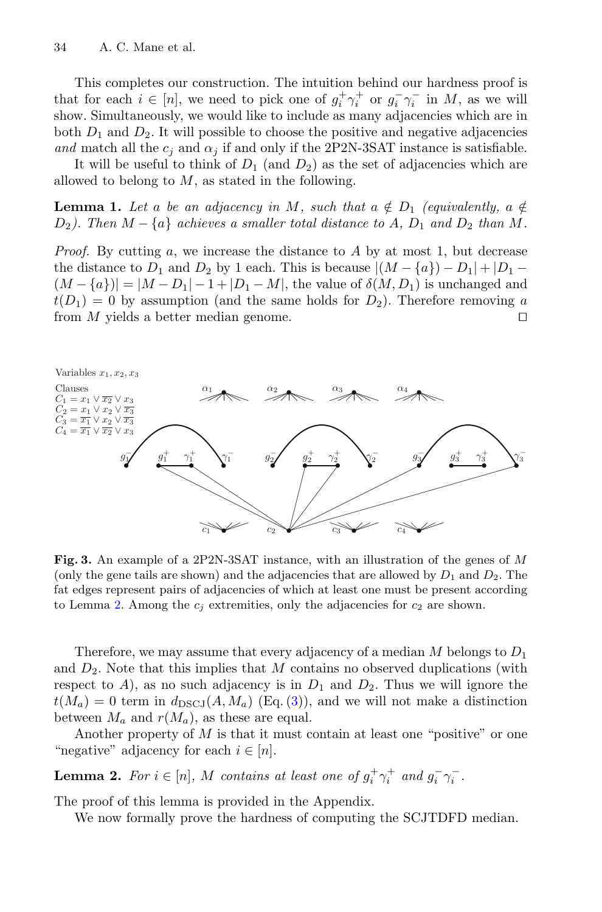This completes our construction. The intuition behind our hardness proof is that for each $i \in [n]$, we need to pick one of $g_i^+\gamma_i^+$ or $g_i^-\gamma_i^-$ in $M$, as we will show. Simultaneously, we would like to include as many adjacencies which are in both $D_1$ and $D_2$. It will possible to choose the positive and negative adjacencies *and* match all the $c_j$ and $\alpha_j$ if and only if the 2P2N-3SAT instance is satisfiable.

It will be useful to think of $D_1$ (and $D_2$) as the set of adjacencies which are allowed to belong to $M$, as stated in the following.

**Lemma 1.** *Let $a$ be an adjacency in $M$, such that $a \notin D_1$ (equivalently, $a \notin D_2$). Then $M - \{a\}$ achieves a smaller total distance to $A$, $D_1$ and $D_2$ than $M$.*

*Proof.* By cutting $a$, we increase the distance to $A$ by at most 1, but decrease the distance to $D_1$ and $D_2$ by 1 each. This is because $|(M - \{a\}) - D_1| + |D_1 - (M - \{a\})| = |M - D_1| - 1 + |D_1 - M|$, the value of $\delta(M, D_1)$ is unchanged and $t(D_1) = 0$ by assumption (and the same holds for $D_2$). Therefore removing $a$ from $M$ yields a better median genome. $\square$

**Fig. 3.** An example of a 2P2N-3SAT instance, with an illustration of the genes of $M$ (only the gene tails are shown) and the adjacencies that are allowed by $D_1$ and $D_2$. The fat edges represent pairs of adjacencies of which at least one must be present according to Lemma 2. Among the $c_j$ extremities, only the adjacencies for $c_2$ are shown.

Therefore, we may assume that every adjacency of a median $M$ belongs to $D_1$ and $D_2$. Note that this implies that $M$ contains no observed duplications (with respect to $A$), as no such adjacency is in $D_1$ and $D_2$. Thus we will ignore the $t(M_a) = 0$ term in $d_{\text{DSCJ}}(A, M_a)$ (Eq. (3)), and we will not make a distinction between $M_a$ and $r(M_a)$, as these are equal.

Another property of $M$ is that it must contain at least one "positive" or one "negative" adjacency for each $i \in [n]$.

**Lemma 2.** *For $i \in [n]$, $M$ contains at least one of $g_i^+\gamma_i^+$ and $g_i^-\gamma_i^-$.*

The proof of this lemma is provided in the Appendix.

We now formally prove the hardness of computing the SCJTDFD median.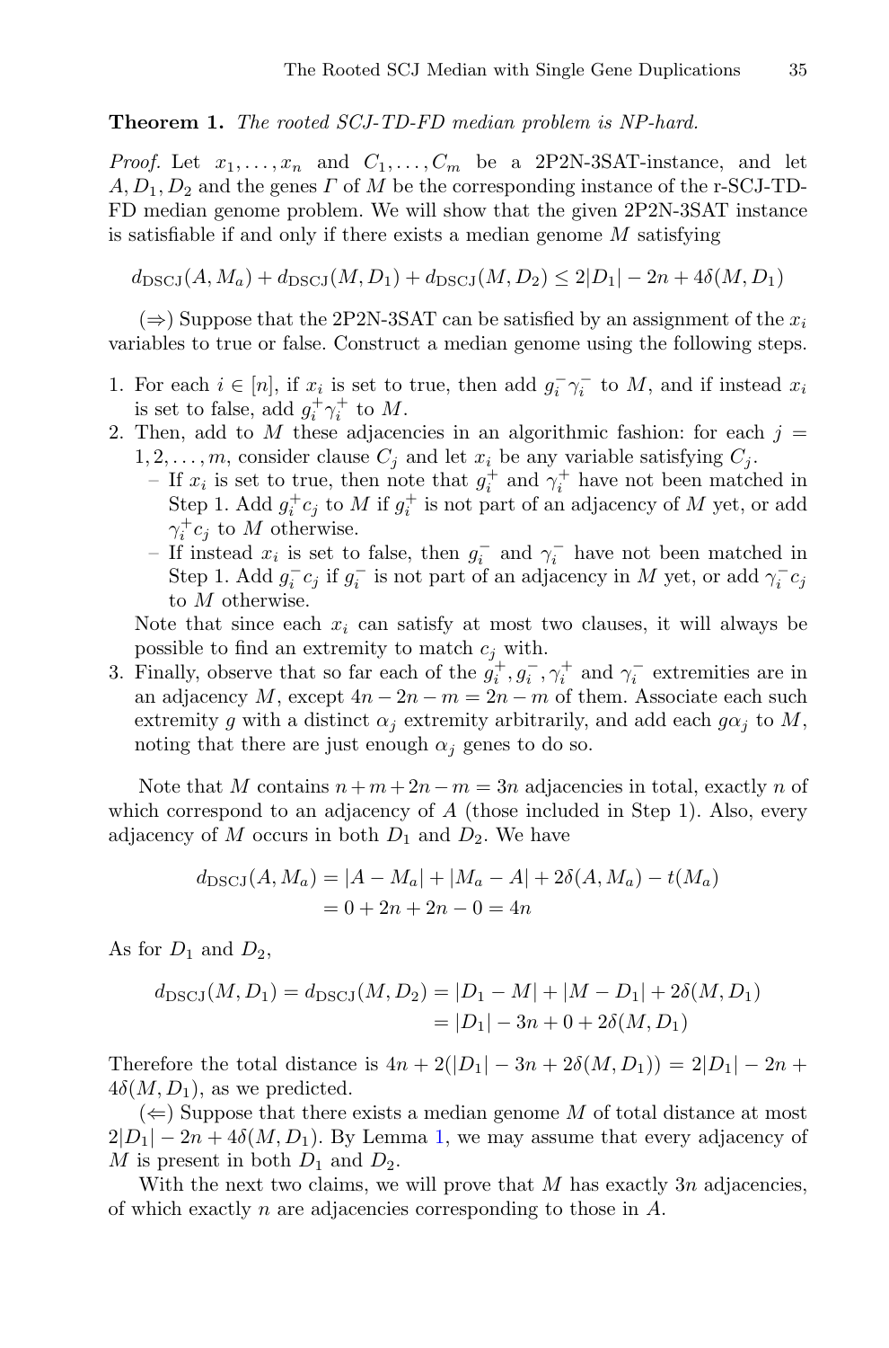**Theorem 1.** *The rooted SCJ-TD-FD median problem is NP-hard.*

*Proof.* Let $x_1, \ldots, x_n$ and $C_1, \ldots, C_m$ be a 2P2N-3SAT-instance, and let $A, D_1, D_2$ and the genes $\Gamma$ of $M$ be the corresponding instance of the r-SCJ-TD-FD median genome problem. We will show that the given 2P2N-3SAT instance is satisfiable if and only if there exists a median genome $M$ satisfying

$$d_{\text{DSCJ}}(A, M_a) + d_{\text{DSCJ}}(M, D_1) + d_{\text{DSCJ}}(M, D_2) \leq 2|D_1| - 2n + 4\delta(M, D_1)$$

($\Rightarrow$) Suppose that the 2P2N-3SAT can be satisfied by an assignment of the $x_i$ variables to true or false. Construct a median genome using the following steps.

1. For each $i \in [n]$, if $x_i$ is set to true, then add $g_i^- \gamma_i^-$ to $M$, and if instead $x_i$ is set to false, add $g_i^+ \gamma_i^+$ to $M$.
2. Then, add to $M$ these adjacencies in an algorithmic fashion: for each $j = 1, 2, \ldots, m$, consider clause $C_j$ and let $x_i$ be any variable satisfying $C_j$.
   - If $x_i$ is set to true, then note that $g_i^+$ and $\gamma_i^+$ have not been matched in Step 1. Add $g_i^+ c_j$ to $M$ if $g_i^+$ is not part of an adjacency of $M$ yet, or add $\gamma_i^+ c_j$ to $M$ otherwise.
   - If instead $x_i$ is set to false, then $g_i^-$ and $\gamma_i^-$ have not been matched in Step 1. Add $g_i^- c_j$ if $g_i^-$ is not part of an adjacency in $M$ yet, or add $\gamma_i^- c_j$ to $M$ otherwise.

   Note that since each $x_i$ can satisfy at most two clauses, it will always be possible to find an extremity to match $c_j$ with.
3. Finally, observe that so far each of the $g_i^+, g_i^-, \gamma_i^+$ and $\gamma_i^-$ extremities are in an adjacency $M$, except $4n - 2n - m = 2n - m$ of them. Associate each such extremity $g$ with a distinct $\alpha_j$ extremity arbitrarily, and add each $g\alpha_j$ to $M$, noting that there are just enough $\alpha_j$ genes to do so.

Note that $M$ contains $n + m + 2n - m = 3n$ adjacencies in total, exactly $n$ of which correspond to an adjacency of $A$ (those included in Step 1). Also, every adjacency of $M$ occurs in both $D_1$ and $D_2$. We have

$$\begin{aligned} d_{\text{DSCJ}}(A, M_a) &= |A - M_a| + |M_a - A| + 2\delta(A, M_a) - t(M_a) \\ &= 0 + 2n + 2n - 0 = 4n \end{aligned}$$

As for $D_1$ and $D_2$,

$$\begin{aligned} d_{\text{DSCJ}}(M, D_1) = d_{\text{DSCJ}}(M, D_2) &= |D_1 - M| + |M - D_1| + 2\delta(M, D_1) \\ &= |D_1| - 3n + 0 + 2\delta(M, D_1) \end{aligned}$$

Therefore the total distance is $4n + 2(|D_1| - 3n + 2\delta(M, D_1)) = 2|D_1| - 2n + 4\delta(M, D_1)$, as we predicted.

($\Leftarrow$) Suppose that there exists a median genome $M$ of total distance at most $2|D_1| - 2n + 4\delta(M, D_1)$. By Lemma 1, we may assume that every adjacency of $M$ is present in both $D_1$ and $D_2$.

With the next two claims, we will prove that $M$ has exactly $3n$ adjacencies, of which exactly $n$ are adjacencies corresponding to those in $A$.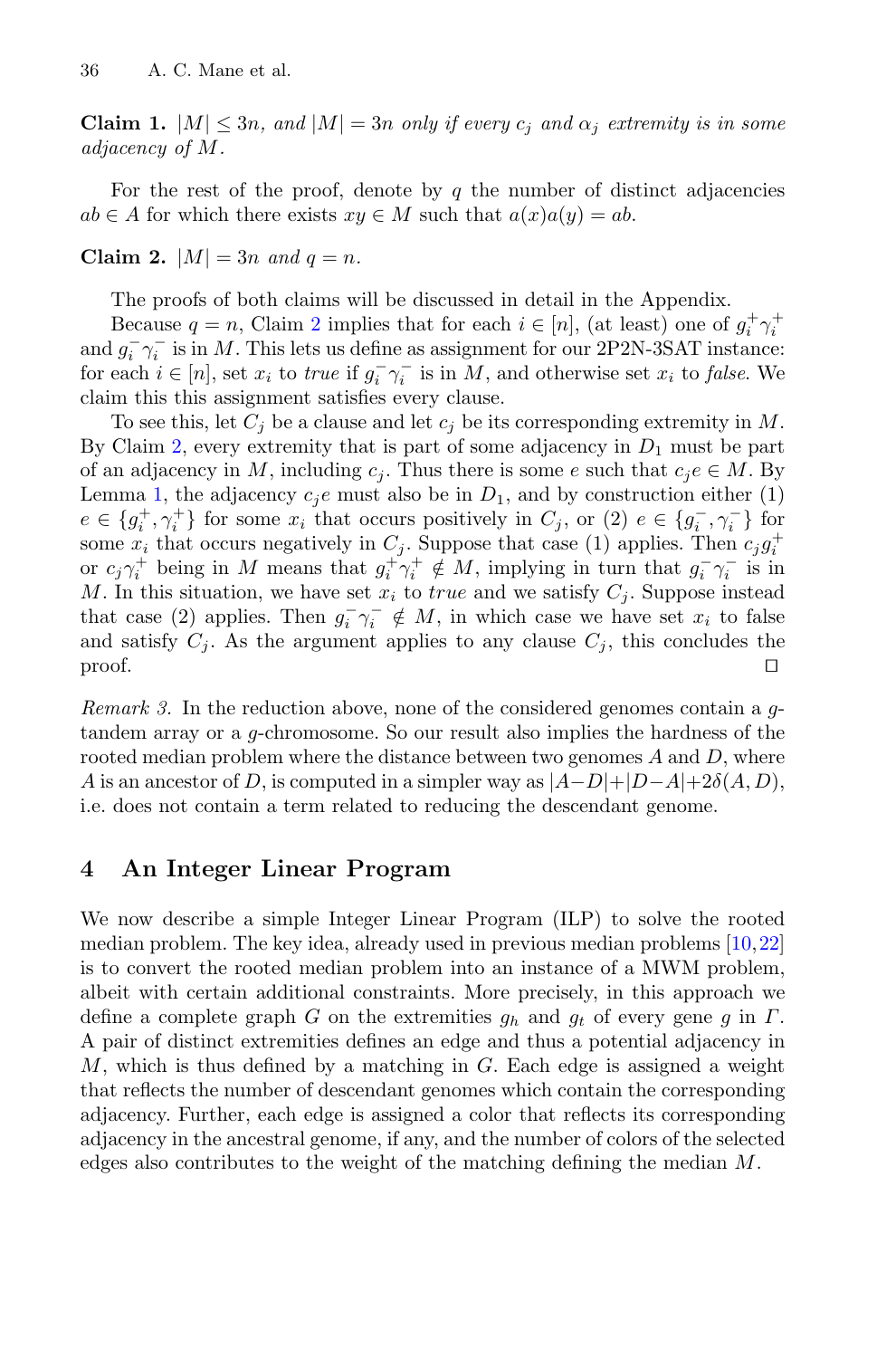**Claim 1.** *$|M| \leq 3n$, and $|M| = 3n$ only if every $c_j$ and $\alpha_j$ extremity is in some adjacency of $M$.*

For the rest of the proof, denote by $q$ the number of distinct adjacencies $ab \in A$ for which there exists $xy \in M$ such that $a(x)a(y) = ab$.

**Claim 2.** *$|M| = 3n$ and $q = n$.*

The proofs of both claims will be discussed in detail in the Appendix.

Because $q = n$, Claim 2 implies that for each $i \in [n]$, (at least) one of $g_i^+\gamma_i^+$ and $g_i^-\gamma_i^-$ is in $M$. This lets us define as assignment for our 2P2N-3SAT instance: for each $i \in [n]$, set $x_i$ to *true* if $g_i^-\gamma_i^-$ is in $M$, and otherwise set $x_i$ to *false*. We claim this this assignment satisfies every clause.

To see this, let $C_j$ be a clause and let $c_j$ be its corresponding extremity in $M$. By Claim 2, every extremity that is part of some adjacency in $D_1$ must be part of an adjacency in $M$, including $c_j$. Thus there is some $e$ such that $c_je \in M$. By Lemma 1, the adjacency $c_je$ must also be in $D_1$, and by construction either (1) $e \in \{g_i^+, \gamma_i^+\}$ for some $x_i$ that occurs positively in $C_j$, or (2) $e \in \{g_i^-, \gamma_i^-\}$ for some $x_i$ that occurs negatively in $C_j$. Suppose that case (1) applies. Then $c_jg_i^+$ or $c_j\gamma_i^+$ being in $M$ means that $g_i^+\gamma_i^+ \notin M$, implying in turn that $g_i^-\gamma_i^-$ is in $M$. In this situation, we have set $x_i$ to *true* and we satisfy $C_j$. Suppose instead that case (2) applies. Then $g_i^-\gamma_i^- \notin M$, in which case we have set $x_i$ to false and satisfy $C_j$. As the argument applies to any clause $C_j$, this concludes the proof. ◻

*Remark 3.* In the reduction above, none of the considered genomes contain a $g$-tandem array or a $g$-chromosome. So our result also implies the hardness of the rooted median problem where the distance between two genomes $A$ and $D$, where $A$ is an ancestor of $D$, is computed in a simpler way as $|A-D|+|D-A|+2\delta(A, D)$, i.e. does not contain a term related to reducing the descendant genome.

## 4 An Integer Linear Program

We now describe a simple Integer Linear Program (ILP) to solve the rooted median problem. The key idea, already used in previous median problems [10,22] is to convert the rooted median problem into an instance of a MWM problem, albeit with certain additional constraints. More precisely, in this approach we define a complete graph $G$ on the extremities $g_h$ and $g_t$ of every gene $g$ in $\Gamma$. A pair of distinct extremities defines an edge and thus a potential adjacency in $M$, which is thus defined by a matching in $G$. Each edge is assigned a weight that reflects the number of descendant genomes which contain the corresponding adjacency. Further, each edge is assigned a color that reflects its corresponding adjacency in the ancestral genome, if any, and the number of colors of the selected edges also contributes to the weight of the matching defining the median $M$.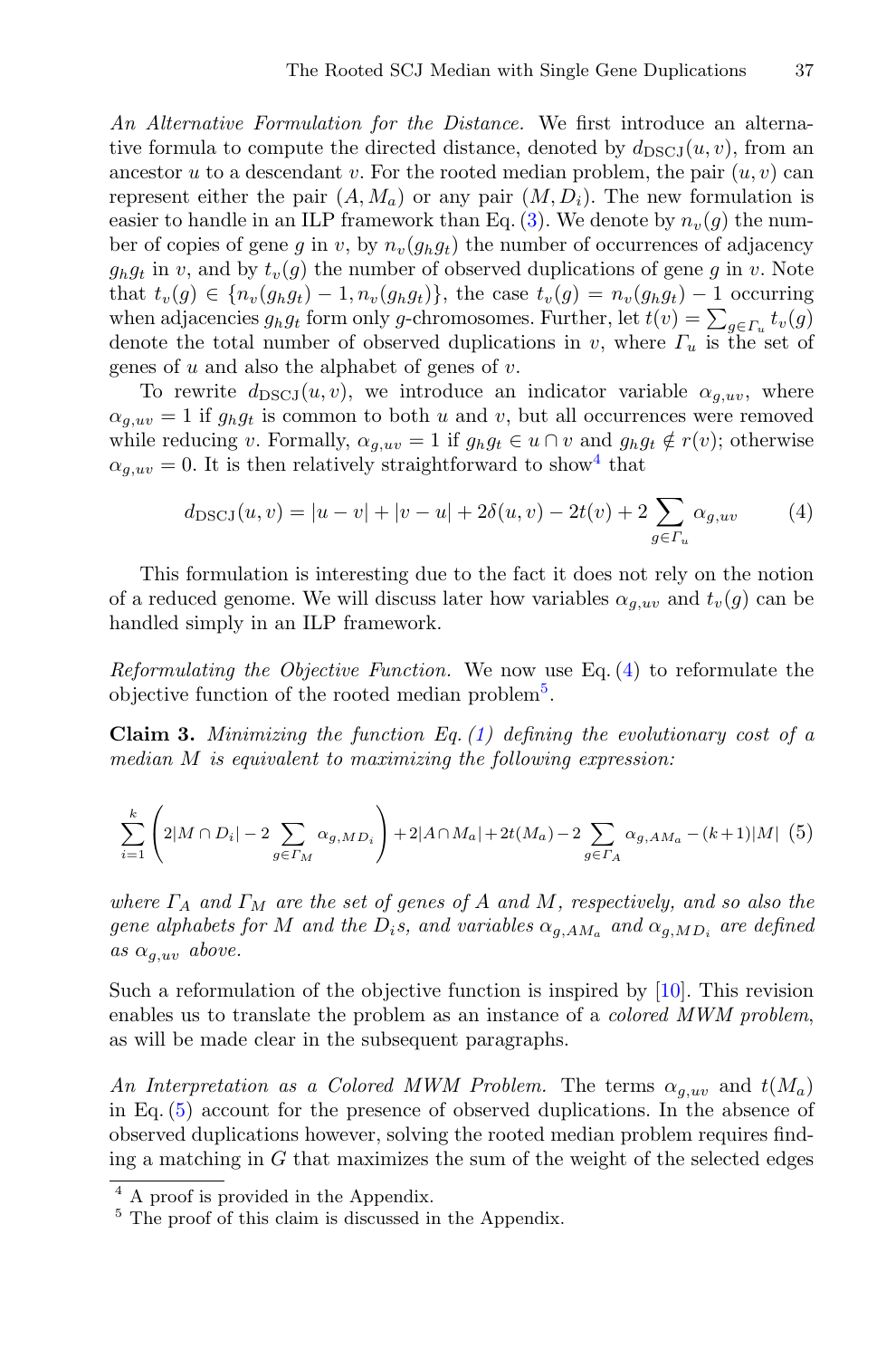*An Alternative Formulation for the Distance.* We first introduce an alternative formula to compute the directed distance, denoted by $d_{\mathrm{DSCJ}}(u,v)$, from an ancestor $u$ to a descendant $v$. For the rooted median problem, the pair $(u,v)$ can represent either the pair $(A, M_a)$ or any pair $(M, D_i)$. The new formulation is easier to handle in an ILP framework than Eq. (3). We denote by $n_v(g)$ the number of copies of gene $g$ in $v$, by $n_v(g_hg_t)$ the number of occurrences of adjacency $g_hg_t$ in $v$, and by $t_v(g)$ the number of observed duplications of gene $g$ in $v$. Note that $t_v(g) \in \{n_v(g_hg_t)-1, n_v(g_hg_t)\}$, the case $t_v(g) = n_v(g_hg_t)-1$ occurring when adjacencies $g_hg_t$ form only $g$-chromosomes. Further, let $t(v) = \sum_{g \in \Gamma_u} t_v(g)$ denote the total number of observed duplications in $v$, where $\Gamma_u$ is the set of genes of $u$ and also the alphabet of genes of $v$.

To rewrite $d_{\mathrm{DSCJ}}(u,v)$, we introduce an indicator variable $\alpha_{g,uv}$, where $\alpha_{g,uv} = 1$ if $g_hg_t$ is common to both $u$ and $v$, but all occurrences were removed while reducing $v$. Formally, $\alpha_{g,uv} = 1$ if $g_hg_t \in u \cap v$ and $g_hg_t \notin r(v)$; otherwise $\alpha_{g,uv} = 0$. It is then relatively straightforward to show[4] that

$$d_{\mathrm{DSCJ}}(u,v) = |u - v| + |v - u| + 2\delta(u,v) - 2t(v) + 2\sum_{g \in \Gamma_u} \alpha_{g,uv} \tag{4}$$

This formulation is interesting due to the fact it does not rely on the notion of a reduced genome. We will discuss later how variables $\alpha_{g,uv}$ and $t_v(g)$ can be handled simply in an ILP framework.

*Reformulating the Objective Function.* We now use Eq. (4) to reformulate the objective function of the rooted median problem[5].

**Claim 3.** *Minimizing the function Eq. (1) defining the evolutionary cost of a median $M$ is equivalent to maximizing the following expression:*

$$\sum_{i=1}^{k}\left(2|M \cap D_i| - 2\sum_{g \in \Gamma_M} \alpha_{g,MD_i}\right) + 2|A \cap M_a| + 2t(M_a) - 2\sum_{g \in \Gamma_A} \alpha_{g,AM_a} - (k+1)|M| \tag{5}$$

*where $\Gamma_A$ and $\Gamma_M$ are the set of genes of $A$ and $M$, respectively, and so also the gene alphabets for $M$ and the $D_i$s, and variables $\alpha_{g,AM_a}$ and $\alpha_{g,MD_i}$ are defined as $\alpha_{g,uv}$ above.*

Such a reformulation of the objective function is inspired by [10]. This revision enables us to translate the problem as an instance of a *colored MWM problem*, as will be made clear in the subsequent paragraphs.

*An Interpretation as a Colored MWM Problem.* The terms $\alpha_{g,uv}$ and $t(M_a)$ in Eq. (5) account for the presence of observed duplications. In the absence of observed duplications however, solving the rooted median problem requires finding a matching in $G$ that maximizes the sum of the weight of the selected edges

[4] A proof is provided in the Appendix.

[5] The proof of this claim is discussed in the Appendix.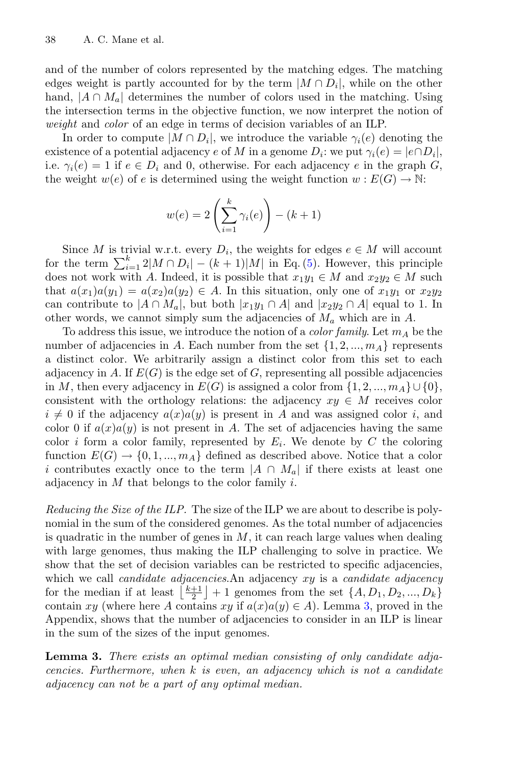and of the number of colors represented by the matching edges. The matching edges weight is partly accounted for by the term $|M \cap D_i|$, while on the other hand, $|A \cap M_a|$ determines the number of colors used in the matching. Using the intersection terms in the objective function, we now interpret the notion of *weight* and *color* of an edge in terms of decision variables of an ILP.

In order to compute $|M \cap D_i|$, we introduce the variable $\gamma_i(e)$ denoting the existence of a potential adjacency $e$ of $M$ in a genome $D_i$: we put $\gamma_i(e) = |e \cap D_i|$, i.e. $\gamma_i(e) = 1$ if $e \in D_i$ and 0, otherwise. For each adjacency $e$ in the graph $G$, the weight $w(e)$ of $e$ is determined using the weight function $w : E(G) \rightarrow \mathbb{N}$:

$$w(e) = 2\left(\sum_{i=1}^{k} \gamma_i(e)\right) - (k+1)$$

Since $M$ is trivial w.r.t. every $D_i$, the weights for edges $e \in M$ will account for the term $\sum_{i=1}^{k} 2|M \cap D_i| - (k+1)|M|$ in Eq. (5). However, this principle does not work with $A$. Indeed, it is possible that $x_1y_1 \in M$ and $x_2y_2 \in M$ such that $a(x_1)a(y_1) = a(x_2)a(y_2) \in A$. In this situation, only one of $x_1y_1$ or $x_2y_2$ can contribute to $|A \cap M_a|$, but both $|x_1y_1 \cap A|$ and $|x_2y_2 \cap A|$ equal to 1. In other words, we cannot simply sum the adjacencies of $M_a$ which are in $A$.

To address this issue, we introduce the notion of a *color family*. Let $m_A$ be the number of adjacencies in $A$. Each number from the set $\{1, 2, ..., m_A\}$ represents a distinct color. We arbitrarily assign a distinct color from this set to each adjacency in $A$. If $E(G)$ is the edge set of $G$, representing all possible adjacencies in $M$, then every adjacency in $E(G)$ is assigned a color from $\{1, 2, ..., m_A\} \cup \{0\}$, consistent with the orthology relations: the adjacency $xy \in M$ receives color $i \neq 0$ if the adjacency $a(x)a(y)$ is present in $A$ and was assigned color $i$, and color 0 if $a(x)a(y)$ is not present in $A$. The set of adjacencies having the same color $i$ form a color family, represented by $E_i$. We denote by $C$ the coloring function $E(G) \rightarrow \{0, 1, ..., m_A\}$ defined as described above. Notice that a color $i$ contributes exactly once to the term $|A \cap M_a|$ if there exists at least one adjacency in $M$ that belongs to the color family $i$.

*Reducing the Size of the ILP.* The size of the ILP we are about to describe is polynomial in the sum of the considered genomes. As the total number of adjacencies is quadratic in the number of genes in $M$, it can reach large values when dealing with large genomes, thus making the ILP challenging to solve in practice. We show that the set of decision variables can be restricted to specific adjacencies, which we call *candidate adjacencies*.An adjacency $xy$ is a *candidate adjacency* for the median if at least $\left\lfloor \frac{k+1}{2} \right\rfloor + 1$ genomes from the set $\{A, D_1, D_2, ..., D_k\}$ contain $xy$ (where here $A$ contains $xy$ if $a(x)a(y) \in A$). Lemma 3, proved in the Appendix, shows that the number of adjacencies to consider in an ILP is linear in the sum of the sizes of the input genomes.

**Lemma 3.** *There exists an optimal median consisting of only candidate adjacencies. Furthermore, when k is even, an adjacency which is not a candidate adjacency can not be a part of any optimal median.*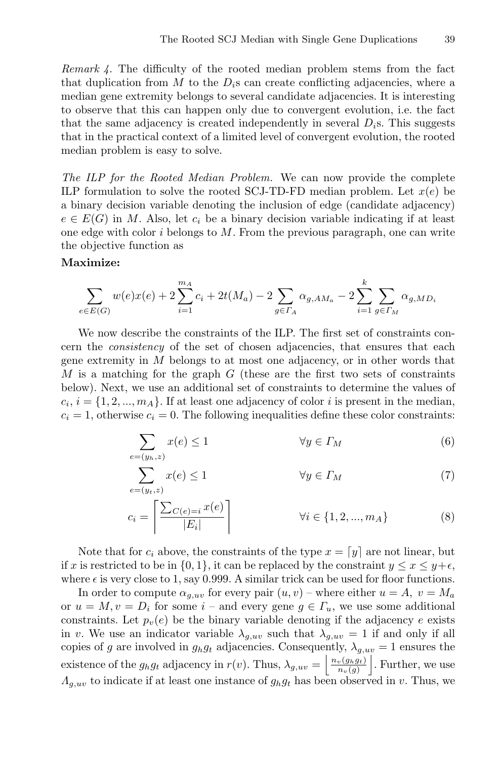*Remark 4.* The difficulty of the rooted median problem stems from the fact that duplication from $M$ to the $D_i$s can create conflicting adjacencies, where a median gene extremity belongs to several candidate adjacencies. It is interesting to observe that this can happen only due to convergent evolution, i.e. the fact that the same adjacency is created independently in several $D_i$s. This suggests that in the practical context of a limited level of convergent evolution, the rooted median problem is easy to solve.

*The ILP for the Rooted Median Problem.* We can now provide the complete ILP formulation to solve the rooted SCJ-TD-FD median problem. Let $x(e)$ be a binary decision variable denoting the inclusion of edge (candidate adjacency) $e \in E(G)$ in $M$. Also, let $c_i$ be a binary decision variable indicating if at least one edge with color $i$ belongs to $M$. From the previous paragraph, one can write the objective function as

**Maximize:**

$$\sum_{e \in E(G)} w(e)x(e) + 2\sum_{i=1}^{m_A} c_i + 2t(M_a) - 2\sum_{g \in \Gamma_A} \alpha_{g,AM_a} - 2\sum_{i=1}^{k}\sum_{g \in \Gamma_M} \alpha_{g,MD_i}$$

We now describe the constraints of the ILP. The first set of constraints concern the *consistency* of the set of chosen adjacencies, that ensures that each gene extremity in $M$ belongs to at most one adjacency, or in other words that $M$ is a matching for the graph $G$ (these are the first two sets of constraints below). Next, we use an additional set of constraints to determine the values of $c_i, i = \{1, 2, ..., m_A\}$. If at least one adjacency of color $i$ is present in the median, $c_i = 1$, otherwise $c_i = 0$. The following inequalities define these color constraints:

$$\sum_{e=(y_h,z)} x(e) \leq 1 \qquad \forall y \in \Gamma_M \tag{6}$$

$$\sum_{e=(y_t,z)} x(e) \leq 1 \qquad \forall y \in \Gamma_M \tag{7}$$

$$c_i = \left\lceil \frac{\sum_{C(e)=i} x(e)}{|E_i|} \right\rceil \qquad \forall i \in \{1, 2, ..., m_A\} \tag{8}$$

Note that for $c_i$ above, the constraints of the type $x = \lceil y \rceil$ are not linear, but if $x$ is restricted to be in $\{0, 1\}$, it can be replaced by the constraint $y \leq x \leq y + \epsilon$, where $\epsilon$ is very close to 1, say 0.999. A similar trick can be used for floor functions.

In order to compute $\alpha_{g,uv}$ for every pair $(u, v)$ – where either $u = A,\ v = M_a$ or $u = M, v = D_i$ for some $i$ – and every gene $g \in \Gamma_u$, we use some additional constraints. Let $p_v(e)$ be the binary variable denoting if the adjacency $e$ exists in $v$. We use an indicator variable $\lambda_{g,uv}$ such that $\lambda_{g,uv} = 1$ if and only if all copies of $g$ are involved in $g_h g_t$ adjacencies. Consequently, $\lambda_{g,uv} = 1$ ensures the existence of the $g_h g_t$ adjacency in $r(v)$. Thus, $\lambda_{g,uv} = \left\lfloor \frac{n_v(g_h g_t)}{n_v(g)} \right\rfloor$. Further, we use $\Lambda_{g,uv}$ to indicate if at least one instance of $g_h g_t$ has been observed in $v$. Thus, we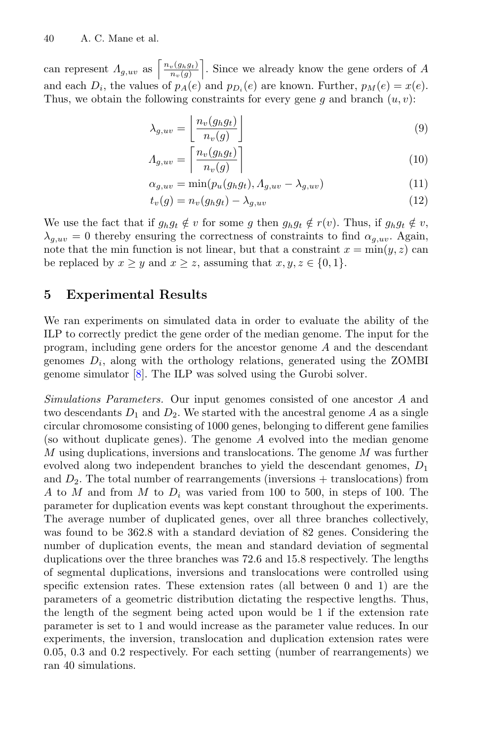can represent $\Lambda_{g,uv}$ as $\left\lceil \frac{n_v(g_h g_t)}{n_v(g)} \right\rceil$. Since we already know the gene orders of $A$ and each $D_i$, the values of $p_A(e)$ and $p_{D_i}(e)$ are known. Further, $p_M(e) = x(e)$. Thus, we obtain the following constraints for every gene $g$ and branch $(u, v)$:

$$\lambda_{g,uv} = \left\lfloor \frac{n_v(g_h g_t)}{n_v(g)} \right\rfloor \tag{9}$$

$$\Lambda_{g,uv} = \left\lceil \frac{n_v(g_h g_t)}{n_v(g)} \right\rceil \tag{10}$$

$$\alpha_{g,uv} = \min(p_u(g_h g_t), \Lambda_{g,uv} - \lambda_{g,uv}) \tag{11}$$

$$t_v(g) = n_v(g_h g_t) - \lambda_{g,uv} \tag{12}$$

We use the fact that if $g_h g_t \notin v$ for some $g$ then $g_h g_t \notin r(v)$. Thus, if $g_h g_t \notin v$, $\lambda_{g,uv} = 0$ thereby ensuring the correctness of constraints to find $\alpha_{g,uv}$. Again, note that the min function is not linear, but that a constraint $x = \min(y, z)$ can be replaced by $x \geq y$ and $x \geq z$, assuming that $x, y, z \in \{0, 1\}$.

## 5 Experimental Results

We ran experiments on simulated data in order to evaluate the ability of the ILP to correctly predict the gene order of the median genome. The input for the program, including gene orders for the ancestor genome $A$ and the descendant genomes $D_i$, along with the orthology relations, generated using the ZOMBI genome simulator [8]. The ILP was solved using the Gurobi solver.

*Simulations Parameters.* Our input genomes consisted of one ancestor $A$ and two descendants $D_1$ and $D_2$. We started with the ancestral genome $A$ as a single circular chromosome consisting of 1000 genes, belonging to different gene families (so without duplicate genes). The genome $A$ evolved into the median genome $M$ using duplications, inversions and translocations. The genome $M$ was further evolved along two independent branches to yield the descendant genomes, $D_1$ and $D_2$. The total number of rearrangements (inversions + translocations) from $A$ to $M$ and from $M$ to $D_i$ was varied from 100 to 500, in steps of 100. The parameter for duplication events was kept constant throughout the experiments. The average number of duplicated genes, over all three branches collectively, was found to be 362.8 with a standard deviation of 82 genes. Considering the number of duplication events, the mean and standard deviation of segmental duplications over the three branches was 72.6 and 15.8 respectively. The lengths of segmental duplications, inversions and translocations were controlled using specific extension rates. These extension rates (all between 0 and 1) are the parameters of a geometric distribution dictating the respective lengths. Thus, the length of the segment being acted upon would be 1 if the extension rate parameter is set to 1 and would increase as the parameter value reduces. In our experiments, the inversion, translocation and duplication extension rates were 0.05, 0.3 and 0.2 respectively. For each setting (number of rearrangements) we ran 40 simulations.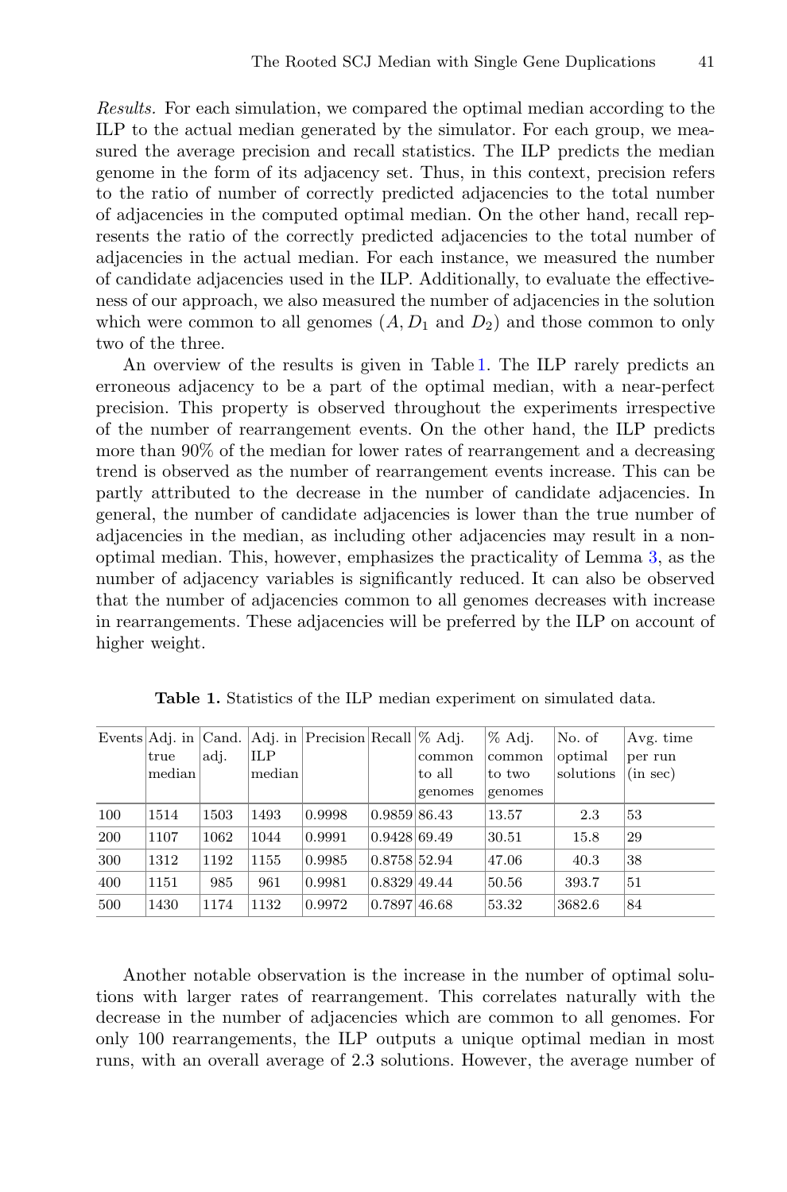*Results.* For each simulation, we compared the optimal median according to the ILP to the actual median generated by the simulator. For each group, we measured the average precision and recall statistics. The ILP predicts the median genome in the form of its adjacency set. Thus, in this context, precision refers to the ratio of number of correctly predicted adjacencies to the total number of adjacencies in the computed optimal median. On the other hand, recall represents the ratio of the correctly predicted adjacencies to the total number of adjacencies in the actual median. For each instance, we measured the number of candidate adjacencies used in the ILP. Additionally, to evaluate the effectiveness of our approach, we also measured the number of adjacencies in the solution which were common to all genomes ($A$, $D_1$ and $D_2$) and those common to only two of the three.

An overview of the results is given in Table 1. The ILP rarely predicts an erroneous adjacency to be a part of the optimal median, with a near-perfect precision. This property is observed throughout the experiments irrespective of the number of rearrangement events. On the other hand, the ILP predicts more than 90% of the median for lower rates of rearrangement and a decreasing trend is observed as the number of rearrangement events increase. This can be partly attributed to the decrease in the number of candidate adjacencies. In general, the number of candidate adjacencies is lower than the true number of adjacencies in the median, as including other adjacencies may result in a non-optimal median. This, however, emphasizes the practicality of Lemma 3, as the number of adjacency variables is significantly reduced. It can also be observed that the number of adjacencies common to all genomes decreases with increase in rearrangements. These adjacencies will be preferred by the ILP on account of higher weight.

**Table 1.** Statistics of the ILP median experiment on simulated data.

| Events | Adj. in true median | Cand. adj. | Adj. in ILP median | Precision | Recall | % Adj. common to all genomes | % Adj. common to two genomes | No. of optimal solutions | Avg. time per run (in sec) |
|---|---|---|---|---|---|---|---|---|---|
| 100 | 1514 | 1503 | 1493 | 0.9998 | 0.9859 | 86.43 | 13.57 | 2.3 | 53 |
| 200 | 1107 | 1062 | 1044 | 0.9991 | 0.9428 | 69.49 | 30.51 | 15.8 | 29 |
| 300 | 1312 | 1192 | 1155 | 0.9985 | 0.8758 | 52.94 | 47.06 | 40.3 | 38 |
| 400 | 1151 | 985 | 961 | 0.9981 | 0.8329 | 49.44 | 50.56 | 393.7 | 51 |
| 500 | 1430 | 1174 | 1132 | 0.9972 | 0.7897 | 46.68 | 53.32 | 3682.6 | 84 |

Another notable observation is the increase in the number of optimal solutions with larger rates of rearrangement. This correlates naturally with the decrease in the number of adjacencies which are common to all genomes. For only 100 rearrangements, the ILP outputs a unique optimal median in most runs, with an overall average of 2.3 solutions. However, the average number of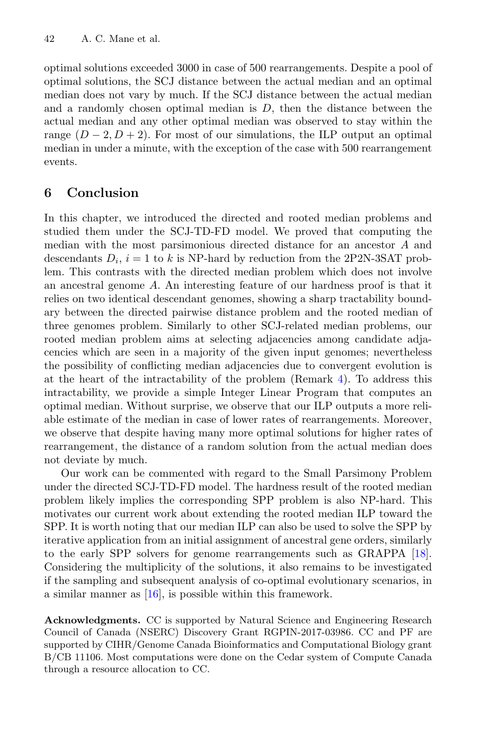optimal solutions exceeded 3000 in case of 500 rearrangements. Despite a pool of optimal solutions, the SCJ distance between the actual median and an optimal median does not vary by much. If the SCJ distance between the actual median and a randomly chosen optimal median is $D$, then the distance between the actual median and any other optimal median was observed to stay within the range $(D-2, D+2)$. For most of our simulations, the ILP output an optimal median in under a minute, with the exception of the case with 500 rearrangement events.

## 6 Conclusion

In this chapter, we introduced the directed and rooted median problems and studied them under the SCJ-TD-FD model. We proved that computing the median with the most parsimonious directed distance for an ancestor $A$ and descendants $D_i$, $i = 1$ to $k$ is NP-hard by reduction from the 2P2N-3SAT problem. This contrasts with the directed median problem which does not involve an ancestral genome $A$. An interesting feature of our hardness proof is that it relies on two identical descendant genomes, showing a sharp tractability boundary between the directed pairwise distance problem and the rooted median of three genomes problem. Similarly to other SCJ-related median problems, our rooted median problem aims at selecting adjacencies among candidate adjacencies which are seen in a majority of the given input genomes; nevertheless the possibility of conflicting median adjacencies due to convergent evolution is at the heart of the intractability of the problem (Remark 4). To address this intractability, we provide a simple Integer Linear Program that computes an optimal median. Without surprise, we observe that our ILP outputs a more reliable estimate of the median in case of lower rates of rearrangements. Moreover, we observe that despite having many more optimal solutions for higher rates of rearrangement, the distance of a random solution from the actual median does not deviate by much.

Our work can be commented with regard to the Small Parsimony Problem under the directed SCJ-TD-FD model. The hardness result of the rooted median problem likely implies the corresponding SPP problem is also NP-hard. This motivates our current work about extending the rooted median ILP toward the SPP. It is worth noting that our median ILP can also be used to solve the SPP by iterative application from an initial assignment of ancestral gene orders, similarly to the early SPP solvers for genome rearrangements such as GRAPPA [18]. Considering the multiplicity of the solutions, it also remains to be investigated if the sampling and subsequent analysis of co-optimal evolutionary scenarios, in a similar manner as [16], is possible within this framework.

**Acknowledgments.** CC is supported by Natural Science and Engineering Research Council of Canada (NSERC) Discovery Grant RGPIN-2017-03986. CC and PF are supported by CIHR/Genome Canada Bioinformatics and Computational Biology grant B/CB 11106. Most computations were done on the Cedar system of Compute Canada through a resource allocation to CC.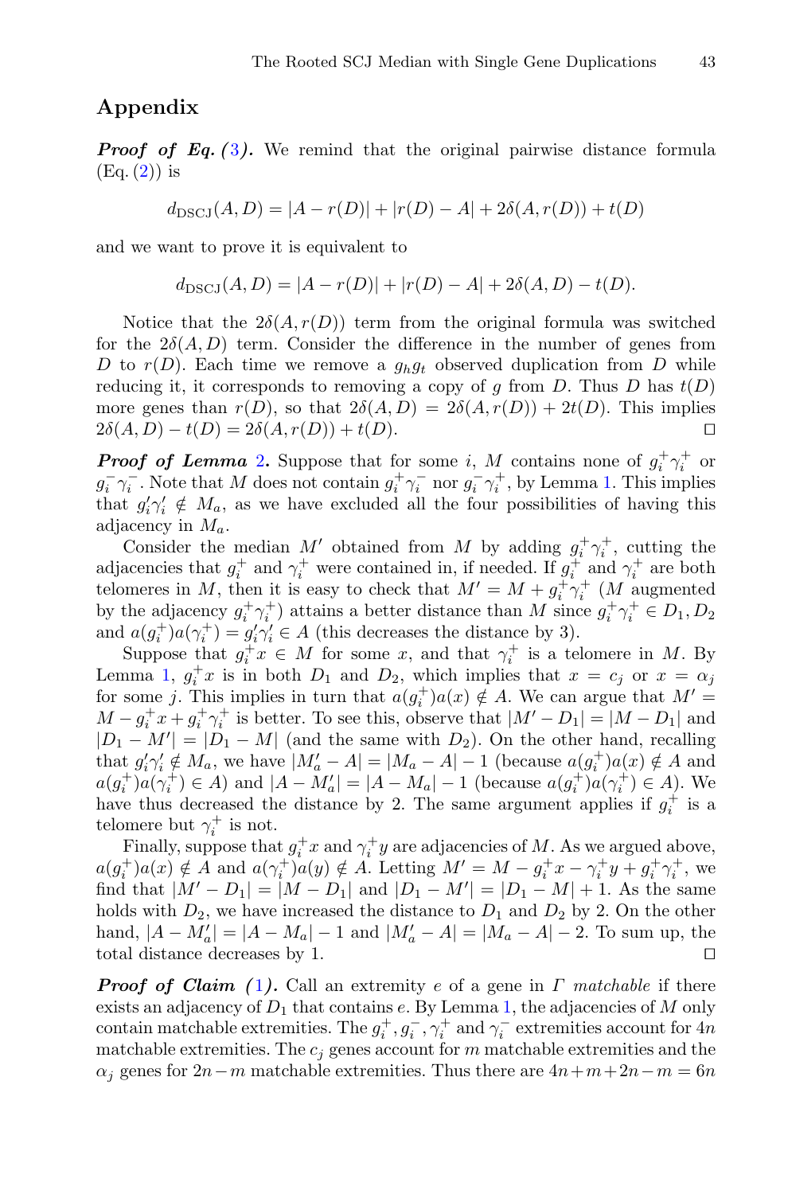## Appendix

***Proof of Eq. (3).*** We remind that the original pairwise distance formula (Eq. (2)) is

$$d_{\text{DSCJ}}(A, D) = |A - r(D)| + |r(D) - A| + 2\delta(A, r(D)) + t(D)$$

and we want to prove it is equivalent to

$$d_{\text{DSCJ}}(A, D) = |A - r(D)| + |r(D) - A| + 2\delta(A, D) - t(D).$$

Notice that the $2\delta(A, r(D))$ term from the original formula was switched for the $2\delta(A, D)$ term. Consider the difference in the number of genes from $D$ to $r(D)$. Each time we remove a $g_h g_t$ observed duplication from $D$ while reducing it, it corresponds to removing a copy of $g$ from $D$. Thus $D$ has $t(D)$ more genes than $r(D)$, so that $2\delta(A, D) = 2\delta(A, r(D)) + 2t(D)$. This implies $2\delta(A, D) - t(D) = 2\delta(A, r(D)) + t(D)$. □

***Proof of Lemma 2.*** Suppose that for some $i$, $M$ contains none of $g_i^+\gamma_i^+$ or $g_i^-\gamma_i^-$. Note that $M$ does not contain $g_i^+\gamma_i^-$ nor $g_i^-\gamma_i^+$, by Lemma 1. This implies that $g_i'\gamma_i' \notin M_a$, as we have excluded all the four possibilities of having this adjacency in $M_a$.

Consider the median $M'$ obtained from $M$ by adding $g_i^+\gamma_i^+$, cutting the adjacencies that $g_i^+$ and $\gamma_i^+$ were contained in, if needed. If $g_i^+$ and $\gamma_i^+$ are both telomeres in $M$, then it is easy to check that $M' = M + g_i^+\gamma_i^+$ ($M$ augmented by the adjacency $g_i^+\gamma_i^+$) attains a better distance than $M$ since $g_i^+\gamma_i^+ \in D_1, D_2$ and $a(g_i^+)a(\gamma_i^+) = g_i'\gamma_i' \in A$ (this decreases the distance by 3).

Suppose that $g_i^+x \in M$ for some $x$, and that $\gamma_i^+$ is a telomere in $M$. By Lemma 1, $g_i^+x$ is in both $D_1$ and $D_2$, which implies that $x = c_j$ or $x = \alpha_j$ for some $j$. This implies in turn that $a(g_i^+)a(x) \notin A$. We can argue that $M' = M - g_i^+x + g_i^+\gamma_i^+$ is better. To see this, observe that $|M' - D_1| = |M - D_1|$ and $|D_1 - M'| = |D_1 - M|$ (and the same with $D_2$). On the other hand, recalling that $g_i'\gamma_i' \notin M_a$, we have $|M_a' - A| = |M_a - A| - 1$ (because $a(g_i^+)a(x) \notin A$ and $a(g_i^+)a(\gamma_i^+) \in A$) and $|A - M_a'| = |A - M_a| - 1$ (because $a(g_i^+)a(\gamma_i^+) \in A$). We have thus decreased the distance by 2. The same argument applies if $g_i^+$ is a telomere but $\gamma_i^+$ is not.

Finally, suppose that $g_i^+x$ and $\gamma_i^+y$ are adjacencies of $M$. As we argued above, $a(g_i^+)a(x) \notin A$ and $a(\gamma_i^+)a(y) \notin A$. Letting $M' = M - g_i^+x - \gamma_i^+y + g_i^+\gamma_i^+$, we find that $|M' - D_1| = |M - D_1|$ and $|D_1 - M'| = |D_1 - M| + 1$. As the same holds with $D_2$, we have increased the distance to $D_1$ and $D_2$ by 2. On the other hand, $|A - M_a'| = |A - M_a| - 1$ and $|M_a' - A| = |M_a - A| - 2$. To sum up, the total distance decreases by 1. □

***Proof of Claim (1).*** Call an extremity $e$ of a gene in $\Gamma$ *matchable* if there exists an adjacency of $D_1$ that contains $e$. By Lemma 1, the adjacencies of $M$ only contain matchable extremities. The $g_i^+, g_i^-, \gamma_i^+$ and $\gamma_i^-$ extremities account for $4n$ matchable extremities. The $c_j$ genes account for $m$ matchable extremities and the $\alpha_j$ genes for $2n - m$ matchable extremities. Thus there are $4n + m + 2n - m = 6n$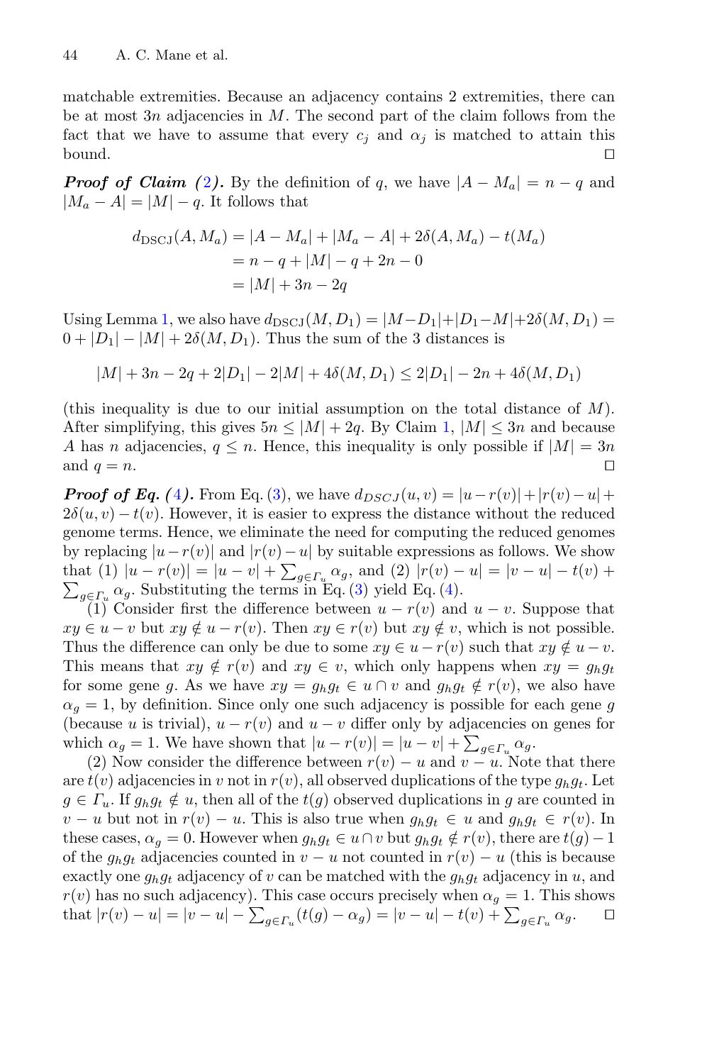matchable extremities. Because an adjacency contains 2 extremities, there can be at most $3n$ adjacencies in $M$. The second part of the claim follows from the fact that we have to assume that every $c_j$ and $\alpha_j$ is matched to attain this bound. ◻

***Proof of Claim (2).*** By the definition of $q$, we have $|A - M_a| = n - q$ and $|M_a - A| = |M| - q$. It follows that

$$\begin{aligned} d_{\text{DSCJ}}(A, M_a) &= |A - M_a| + |M_a - A| + 2\delta(A, M_a) - t(M_a) \\ &= n - q + |M| - q + 2n - 0 \\ &= |M| + 3n - 2q \end{aligned}$$

Using Lemma 1, we also have $d_{\text{DSCJ}}(M, D_1) = |M - D_1| + |D_1 - M| + 2\delta(M, D_1) = 0 + |D_1| - |M| + 2\delta(M, D_1)$. Thus the sum of the 3 distances is

$$|M| + 3n - 2q + 2|D_1| - 2|M| + 4\delta(M, D_1) \leq 2|D_1| - 2n + 4\delta(M, D_1)$$

(this inequality is due to our initial assumption on the total distance of $M$). After simplifying, this gives $5n \leq |M| + 2q$. By Claim 1, $|M| \leq 3n$ and because $A$ has $n$ adjacencies, $q \leq n$. Hence, this inequality is only possible if $|M| = 3n$ and $q = n$. ◻

***Proof of Eq. (4).*** From Eq. (3), we have $d_{DSCJ}(u, v) = |u - r(v)| + |r(v) - u| + 2\delta(u, v) - t(v)$. However, it is easier to express the distance without the reduced genome terms. Hence, we eliminate the need for computing the reduced genomes by replacing $|u - r(v)|$ and $|r(v) - u|$ by suitable expressions as follows. We show that (1) $|u - r(v)| = |u - v| + \sum_{g \in \Gamma_u} \alpha_g$, and (2) $|r(v) - u| = |v - u| - t(v) + \sum_{g \in \Gamma_u} \alpha_g$. Substituting the terms in Eq. (3) yield Eq. (4).

(1) Consider first the difference between $u - r(v)$ and $u - v$. Suppose that $xy \in u - v$ but $xy \notin u - r(v)$. Then $xy \in r(v)$ but $xy \notin v$, which is not possible. Thus the difference can only be due to some $xy \in u - r(v)$ such that $xy \notin u - v$. This means that $xy \notin r(v)$ and $xy \in v$, which only happens when $xy = g_h g_t$ for some gene $g$. As we have $xy = g_h g_t \in u \cap v$ and $g_h g_t \notin r(v)$, we also have $\alpha_g = 1$, by definition. Since only one such adjacency is possible for each gene $g$ (because $u$ is trivial), $u - r(v)$ and $u - v$ differ only by adjacencies on genes for which $\alpha_g = 1$. We have shown that $|u - r(v)| = |u - v| + \sum_{g \in \Gamma_u} \alpha_g$.

(2) Now consider the difference between $r(v) - u$ and $v - u$. Note that there are $t(v)$ adjacencies in $v$ not in $r(v)$, all observed duplications of the type $g_h g_t$. Let $g \in \Gamma_u$. If $g_h g_t \notin u$, then all of the $t(g)$ observed duplications in $g$ are counted in $v - u$ but not in $r(v) - u$. This is also true when $g_h g_t \in u$ and $g_h g_t \in r(v)$. In these cases, $\alpha_g = 0$. However when $g_h g_t \in u \cap v$ but $g_h g_t \notin r(v)$, there are $t(g) - 1$ of the $g_h g_t$ adjacencies counted in $v - u$ not counted in $r(v) - u$ (this is because exactly one $g_h g_t$ adjacency of $v$ can be matched with the $g_h g_t$ adjacency in $u$, and $r(v)$ has no such adjacency). This case occurs precisely when $\alpha_g = 1$. This shows that $|r(v) - u| = |v - u| - \sum_{g \in \Gamma_u} (t(g) - \alpha_g) = |v - u| - t(v) + \sum_{g \in \Gamma_u} \alpha_g$. ◻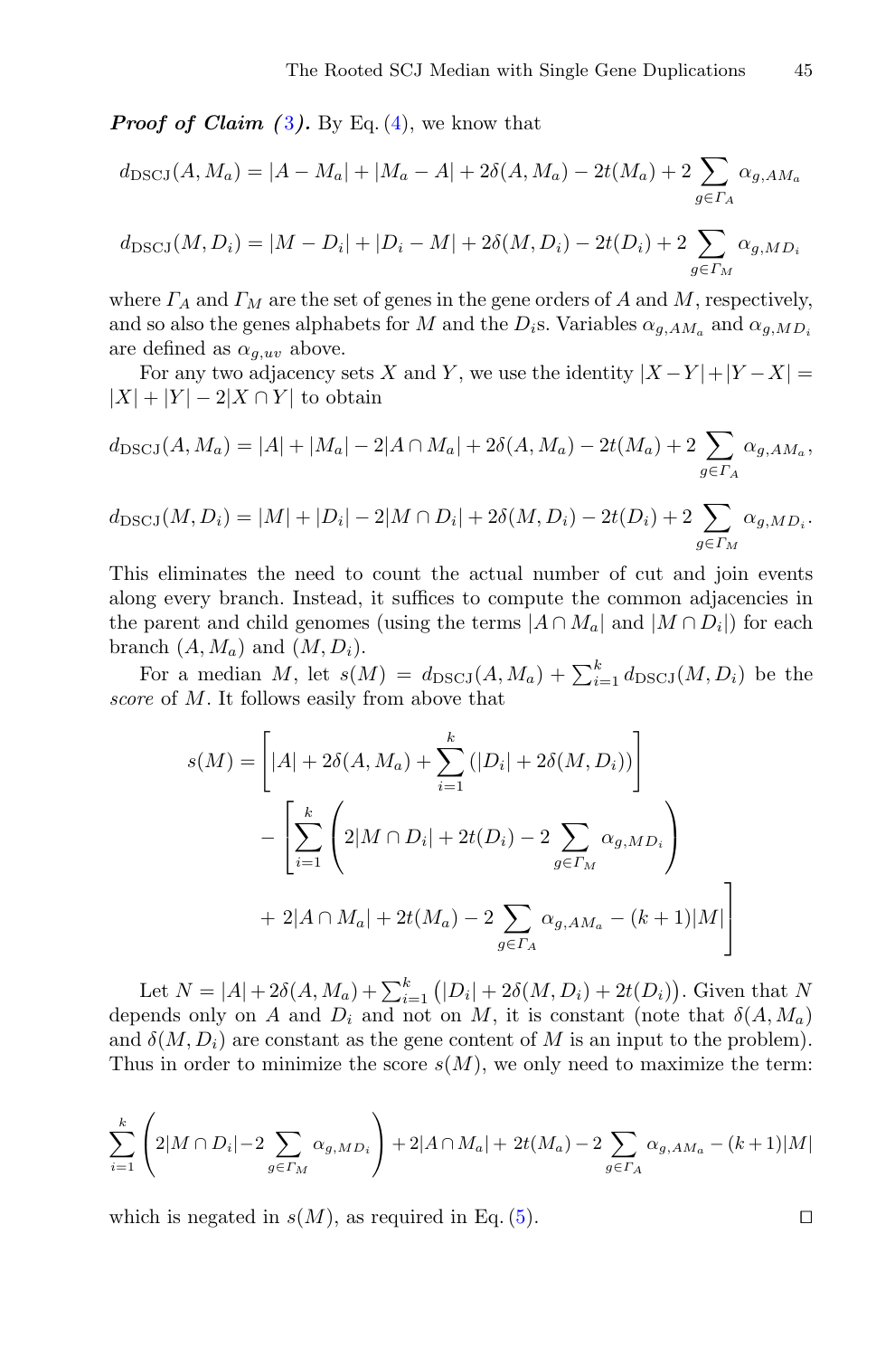***Proof of Claim (3).*** By Eq. (4), we know that

$$d_{\mathrm{DSCJ}}(A, M_a) = |A - M_a| + |M_a - A| + 2\delta(A, M_a) - 2t(M_a) + 2 \sum_{g \in \Gamma_A} \alpha_{g,AM_a}$$

$$d_{\mathrm{DSCJ}}(M, D_i) = |M - D_i| + |D_i - M| + 2\delta(M, D_i) - 2t(D_i) + 2 \sum_{g \in \Gamma_M} \alpha_{g,MD_i}$$

where $\Gamma_A$ and $\Gamma_M$ are the set of genes in the gene orders of $A$ and $M$, respectively, and so also the genes alphabets for $M$ and the $D_i$s. Variables $\alpha_{g,AM_a}$ and $\alpha_{g,MD_i}$ are defined as $\alpha_{g,uv}$ above.

For any two adjacency sets $X$ and $Y$, we use the identity $|X - Y| + |Y - X| = |X| + |Y| - 2|X \cap Y|$ to obtain

$$d_{\mathrm{DSCJ}}(A, M_a) = |A| + |M_a| - 2|A \cap M_a| + 2\delta(A, M_a) - 2t(M_a) + 2 \sum_{g \in \Gamma_A} \alpha_{g,AM_a},$$

$$d_{\mathrm{DSCJ}}(M, D_i) = |M| + |D_i| - 2|M \cap D_i| + 2\delta(M, D_i) - 2t(D_i) + 2 \sum_{g \in \Gamma_M} \alpha_{g,MD_i}.$$

This eliminates the need to count the actual number of cut and join events along every branch. Instead, it suffices to compute the common adjacencies in the parent and child genomes (using the terms $|A \cap M_a|$ and $|M \cap D_i|$) for each branch $(A, M_a)$ and $(M, D_i)$.

For a median $M$, let $s(M) = d_{\mathrm{DSCJ}}(A, M_a) + \sum_{i=1}^{k} d_{\mathrm{DSCJ}}(M, D_i)$ be the *score* of $M$. It follows easily from above that

$$\begin{aligned} s(M) = & \left[ |A| + 2\delta(A, M_a) + \sum_{i=1}^{k} \left( |D_i| + 2\delta(M, D_i) \right) \right] \\ & - \left[ \sum_{i=1}^{k} \left( 2|M \cap D_i| + 2t(D_i) - 2 \sum_{g \in \Gamma_M} \alpha_{g,MD_i} \right) \right. \\ & \left. + 2|A \cap M_a| + 2t(M_a) - 2 \sum_{g \in \Gamma_A} \alpha_{g,AM_a} - (k+1)|M| \right] \end{aligned}$$

Let $N = |A| + 2\delta(A, M_a) + \sum_{i=1}^{k} \big( |D_i| + 2\delta(M, D_i) + 2t(D_i) \big)$. Given that $N$ depends only on $A$ and $D_i$ and not on $M$, it is constant (note that $\delta(A, M_a)$ and $\delta(M, D_i)$ are constant as the gene content of $M$ is an input to the problem). Thus in order to minimize the score $s(M)$, we only need to maximize the term:

$$\sum_{i=1}^{k} \left( 2|M \cap D_i| - 2 \sum_{g \in \Gamma_M} \alpha_{g,MD_i} \right) + 2|A \cap M_a| + 2t(M_a) - 2 \sum_{g \in \Gamma_A} \alpha_{g,AM_a} - (k+1)|M|$$

which is negated in $s(M)$, as required in Eq. (5). ◻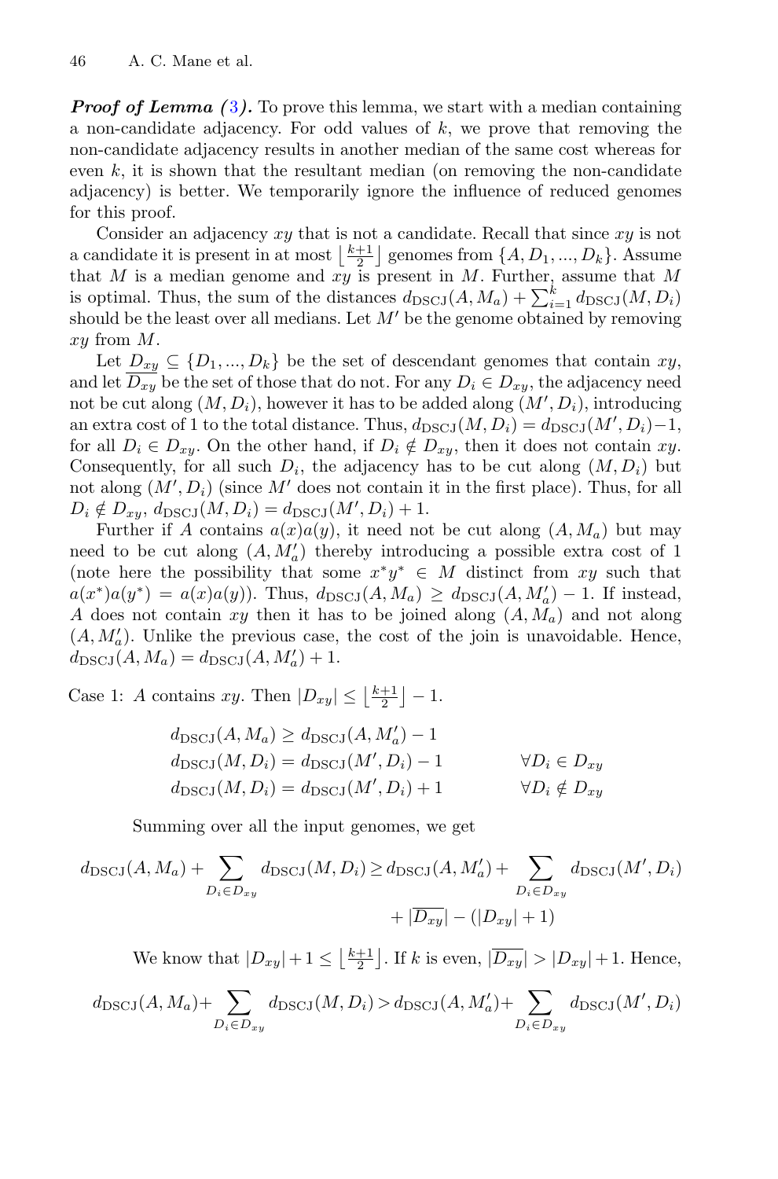***Proof of Lemma (3).*** To prove this lemma, we start with a median containing a non-candidate adjacency. For odd values of $k$, we prove that removing the non-candidate adjacency results in another median of the same cost whereas for even $k$, it is shown that the resultant median (on removing the non-candidate adjacency) is better. We temporarily ignore the influence of reduced genomes for this proof.

Consider an adjacency $xy$ that is not a candidate. Recall that since $xy$ is not a candidate it is present in at most $\lfloor \frac{k+1}{2} \rfloor$ genomes from $\{A, D_1, ..., D_k\}$. Assume that $M$ is a median genome and $xy$ is present in $M$. Further, assume that $M$ is optimal. Thus, the sum of the distances $d_{\text{DSCJ}}(A, M_a) + \sum_{i=1}^{k} d_{\text{DSCJ}}(M, D_i)$ should be the least over all medians. Let $M'$ be the genome obtained by removing $xy$ from $M$.

Let $D_{xy} \subseteq \{D_1, ..., D_k\}$ be the set of descendant genomes that contain $xy$, and let $\overline{D_{xy}}$ be the set of those that do not. For any $D_i \in D_{xy}$, the adjacency need not be cut along $(M, D_i)$, however it has to be added along $(M', D_i)$, introducing an extra cost of 1 to the total distance. Thus, $d_{\text{DSCJ}}(M, D_i) = d_{\text{DSCJ}}(M', D_i) - 1$, for all $D_i \in D_{xy}$. On the other hand, if $D_i \notin D_{xy}$, then it does not contain $xy$. Consequently, for all such $D_i$, the adjacency has to be cut along $(M, D_i)$ but not along $(M', D_i)$ (since $M'$ does not contain it in the first place). Thus, for all $D_i \notin D_{xy}$, $d_{\text{DSCJ}}(M, D_i) = d_{\text{DSCJ}}(M', D_i) + 1$.

Further if $A$ contains $a(x)a(y)$, it need not be cut along $(A, M_a)$ but may need to be cut along $(A, M'_a)$ thereby introducing a possible extra cost of 1 (note here the possibility that some $x^*y^* \in M$ distinct from $xy$ such that $a(x^*)a(y^*) = a(x)a(y)$). Thus, $d_{\text{DSCJ}}(A, M_a) \geq d_{\text{DSCJ}}(A, M'_a) - 1$. If instead, $A$ does not contain $xy$ then it has to be joined along $(A, M_a)$ and not along $(A, M'_a)$. Unlike the previous case, the cost of the join is unavoidable. Hence, $d_{\text{DSCJ}}(A, M_a) = d_{\text{DSCJ}}(A, M'_a) + 1$.

Case 1: $A$ contains $xy$. Then $|D_{xy}| \leq \lfloor \frac{k+1}{2} \rfloor - 1$.

$$
\begin{aligned}
d_{\text{DSCJ}}(A, M_a) &\geq d_{\text{DSCJ}}(A, M'_a) - 1 & \\
d_{\text{DSCJ}}(M, D_i) &= d_{\text{DSCJ}}(M', D_i) - 1 & \forall D_i \in D_{xy} \\
d_{\text{DSCJ}}(M, D_i) &= d_{\text{DSCJ}}(M', D_i) + 1 & \forall D_i \notin D_{xy}
\end{aligned}
$$

Summing over all the input genomes, we get

$$
\begin{aligned}
d_{\text{DSCJ}}(A, M_a) + \sum_{D_i \in D_{xy}} d_{\text{DSCJ}}(M, D_i) \geq\, & d_{\text{DSCJ}}(A, M'_a) + \sum_{D_i \in D_{xy}} d_{\text{DSCJ}}(M', D_i) \\
& + |\overline{D_{xy}}| - (|D_{xy}| + 1)
\end{aligned}
$$

We know that $|D_{xy}| + 1 \leq \lfloor \frac{k+1}{2} \rfloor$. If $k$ is even, $|\overline{D_{xy}}| > |D_{xy}| + 1$. Hence,

$$
d_{\text{DSCJ}}(A, M_a) + \sum_{D_i \in D_{xy}} d_{\text{DSCJ}}(M, D_i) > d_{\text{DSCJ}}(A, M'_a) + \sum_{D_i \in D_{xy}} d_{\text{DSCJ}}(M', D_i)
$$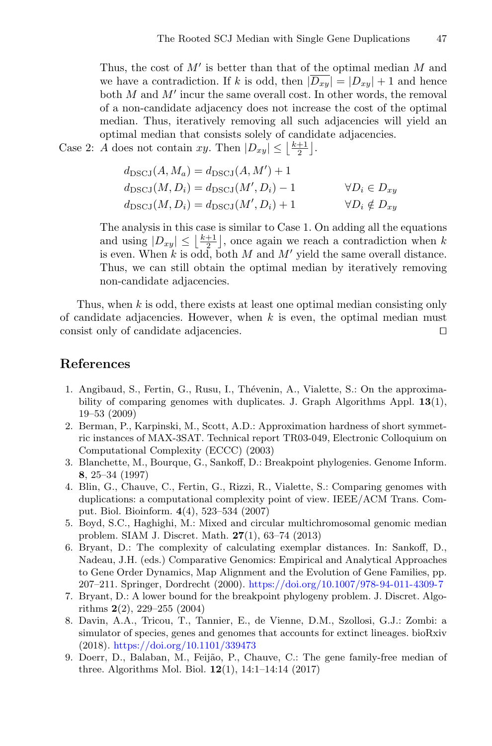Thus, the cost of $M'$ is better than that of the optimal median $M$ and we have a contradiction. If $k$ is odd, then $|\overline{D_{xy}}| = |D_{xy}| + 1$ and hence both $M$ and $M'$ incur the same overall cost. In other words, the removal of a non-candidate adjacency does not increase the cost of the optimal median. Thus, iteratively removing all such adjacencies will yield an optimal median that consists solely of candidate adjacencies.

Case 2: $A$ does not contain $xy$. Then $|D_{xy}| \leq \lfloor \frac{k+1}{2} \rfloor$.

$$
\begin{aligned}
d_{\mathrm{DSCJ}}(A, M_a) &= d_{\mathrm{DSCJ}}(A, M') + 1 & \\
d_{\mathrm{DSCJ}}(M, D_i) &= d_{\mathrm{DSCJ}}(M', D_i) - 1 & \forall D_i \in D_{xy} \\
d_{\mathrm{DSCJ}}(M, D_i) &= d_{\mathrm{DSCJ}}(M', D_i) + 1 & \forall D_i \notin D_{xy}
\end{aligned}
$$

The analysis in this case is similar to Case 1. On adding all the equations and using $|D_{xy}| \leq \lfloor \frac{k+1}{2} \rfloor$, once again we reach a contradiction when $k$ is even. When $k$ is odd, both $M$ and $M'$ yield the same overall distance. Thus, we can still obtain the optimal median by iteratively removing non-candidate adjacencies.

Thus, when $k$ is odd, there exists at least one optimal median consisting only of candidate adjacencies. However, when $k$ is even, the optimal median must consist only of candidate adjacencies. ◻

## References

1. Angibaud, S., Fertin, G., Rusu, I., Thévenin, A., Vialette, S.: On the approximability of comparing genomes with duplicates. J. Graph Algorithms Appl. **13**(1), 19–53 (2009)
2. Berman, P., Karpinski, M., Scott, A.D.: Approximation hardness of short symmetric instances of MAX-3SAT. Technical report TR03-049, Electronic Colloquium on Computational Complexity (ECCC) (2003)
3. Blanchette, M., Bourque, G., Sankoff, D.: Breakpoint phylogenies. Genome Inform. **8**, 25–34 (1997)
4. Blin, G., Chauve, C., Fertin, G., Rizzi, R., Vialette, S.: Comparing genomes with duplications: a computational complexity point of view. IEEE/ACM Trans. Comput. Biol. Bioinform. **4**(4), 523–534 (2007)
5. Boyd, S.C., Haghighi, M.: Mixed and circular multichromosomal genomic median problem. SIAM J. Discret. Math. **27**(1), 63–74 (2013)
6. Bryant, D.: The complexity of calculating exemplar distances. In: Sankoff, D., Nadeau, J.H. (eds.) Comparative Genomics: Empirical and Analytical Approaches to Gene Order Dynamics, Map Alignment and the Evolution of Gene Families, pp. 207–211. Springer, Dordrecht (2000). https://doi.org/10.1007/978-94-011-4309-7
7. Bryant, D.: A lower bound for the breakpoint phylogeny problem. J. Discret. Algorithms **2**(2), 229–255 (2004)
8. Davin, A.A., Tricou, T., Tannier, E., de Vienne, D.M., Szollosi, G.J.: Zombi: a simulator of species, genes and genomes that accounts for extinct lineages. bioRxiv (2018). https://doi.org/10.1101/339473
9. Doerr, D., Balaban, M., Feijão, P., Chauve, C.: The gene family-free median of three. Algorithms Mol. Biol. **12**(1), 14:1–14:14 (2017)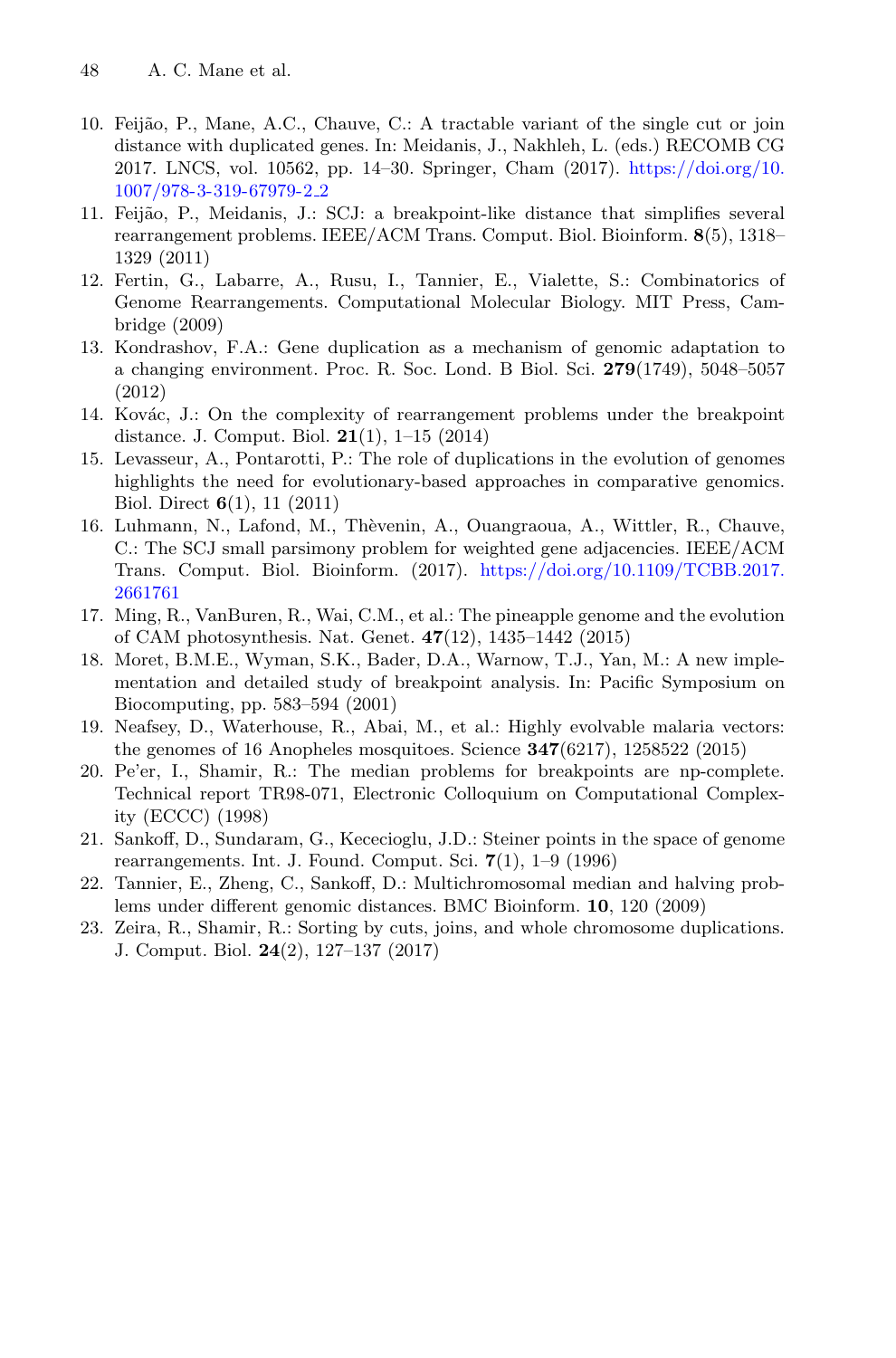10. Feijão, P., Mane, A.C., Chauve, C.: A tractable variant of the single cut or join distance with duplicated genes. In: Meidanis, J., Nakhleh, L. (eds.) RECOMB CG 2017. LNCS, vol. 10562, pp. 14–30. Springer, Cham (2017). https://doi.org/10.1007/978-3-319-67979-2_2
11. Feijão, P., Meidanis, J.: SCJ: a breakpoint-like distance that simplifies several rearrangement problems. IEEE/ACM Trans. Comput. Biol. Bioinform. **8**(5), 1318–1329 (2011)
12. Fertin, G., Labarre, A., Rusu, I., Tannier, E., Vialette, S.: Combinatorics of Genome Rearrangements. Computational Molecular Biology. MIT Press, Cambridge (2009)
13. Kondrashov, F.A.: Gene duplication as a mechanism of genomic adaptation to a changing environment. Proc. R. Soc. Lond. B Biol. Sci. **279**(1749), 5048–5057 (2012)
14. Kovác, J.: On the complexity of rearrangement problems under the breakpoint distance. J. Comput. Biol. **21**(1), 1–15 (2014)
15. Levasseur, A., Pontarotti, P.: The role of duplications in the evolution of genomes highlights the need for evolutionary-based approaches in comparative genomics. Biol. Direct **6**(1), 11 (2011)
16. Luhmann, N., Lafond, M., Thèvenin, A., Ouangraoua, A., Wittler, R., Chauve, C.: The SCJ small parsimony problem for weighted gene adjacencies. IEEE/ACM Trans. Comput. Biol. Bioinform. (2017). https://doi.org/10.1109/TCBB.2017.2661761
17. Ming, R., VanBuren, R., Wai, C.M., et al.: The pineapple genome and the evolution of CAM photosynthesis. Nat. Genet. **47**(12), 1435–1442 (2015)
18. Moret, B.M.E., Wyman, S.K., Bader, D.A., Warnow, T.J., Yan, M.: A new implementation and detailed study of breakpoint analysis. In: Pacific Symposium on Biocomputing, pp. 583–594 (2001)
19. Neafsey, D., Waterhouse, R., Abai, M., et al.: Highly evolvable malaria vectors: the genomes of 16 Anopheles mosquitoes. Science **347**(6217), 1258522 (2015)
20. Pe'er, I., Shamir, R.: The median problems for breakpoints are np-complete. Technical report TR98-071, Electronic Colloquium on Computational Complexity (ECCC) (1998)
21. Sankoff, D., Sundaram, G., Kececioglu, J.D.: Steiner points in the space of genome rearrangements. Int. J. Found. Comput. Sci. **7**(1), 1–9 (1996)
22. Tannier, E., Zheng, C., Sankoff, D.: Multichromosomal median and halving problems under different genomic distances. BMC Bioinform. **10**, 120 (2009)
23. Zeira, R., Shamir, R.: Sorting by cuts, joins, and whole chromosome duplications. J. Comput. Biol. **24**(2), 127–137 (2017)